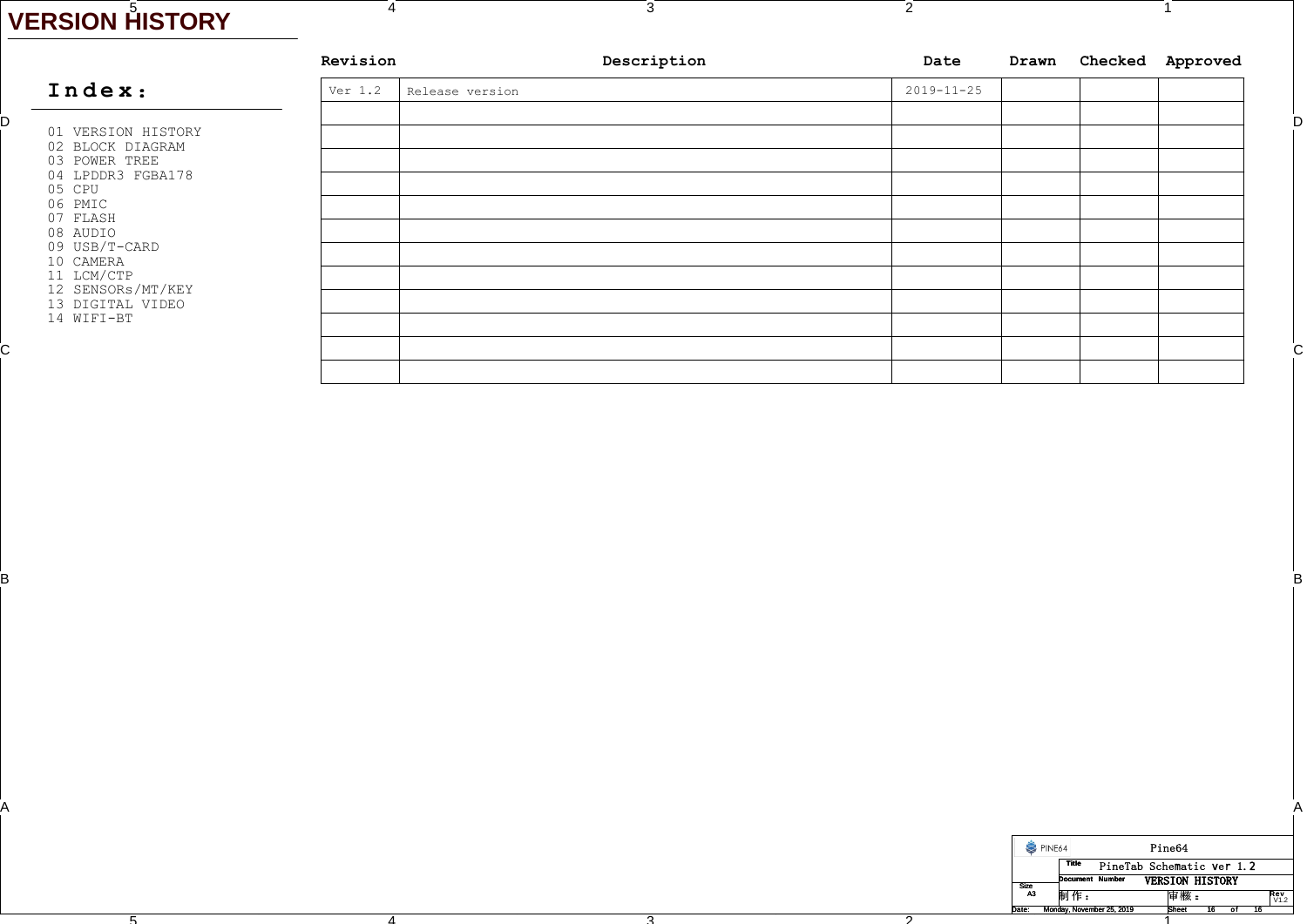# VERSION HISTORY

## Index:

01 VERSION HISTORY
02 BLOCK DIAGRAM
03 POWER TREE
04 LPDDR3 FGBA178
05 CPU
06 PMIC
07 FLASH
08 AUDIO
09 USB/T-CARD
10 CAMERA
11 LCM/CTP
12 SENSORs/MT/KEY
13 DIGITAL VIDEO
14 WIFI-BT

| Revision | Description | Date | Drawn | Checked | Approved |
|---|---|---|---|---|---|
| Ver 1.2 | Release version | 2019-11-25 | | | |
| | | | | | |
| | | | | | |
| | | | | | |
| | | | | | |
| | | | | | |
| | | | | | |
| | | | | | |
| | | | | | |
| | | | | | |
| | | | | | |
| | | | | | |
| | | | | | |

Pine64

Title: PineTab Schematic ver 1.2

Document Number: VERSION HISTORY

Size: A3

制作：

審核：

Rev: V1.2

Date: Monday, November 25, 2019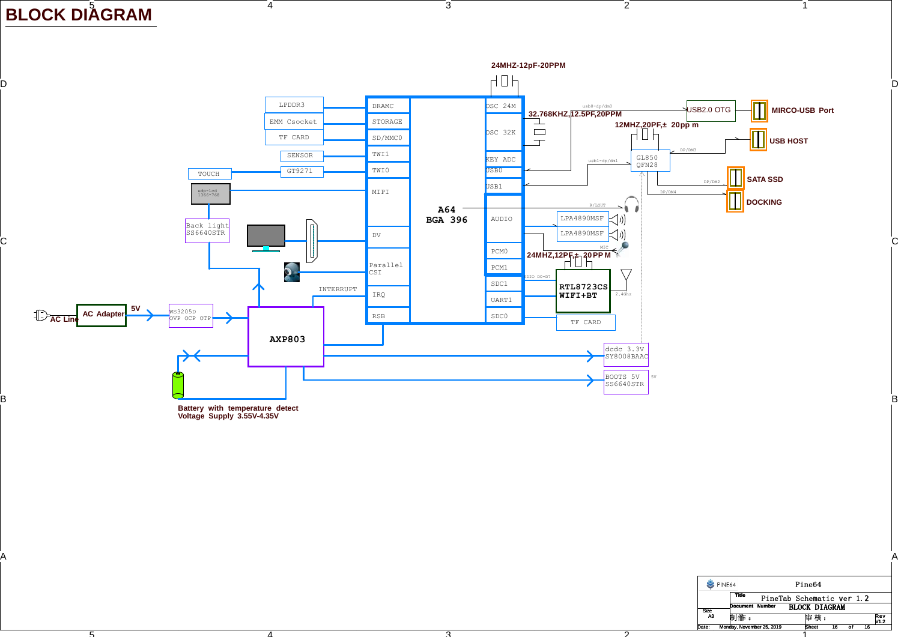# BLOCK DIAGRAM

24MHZ-12pF-20PPM

32.768KHZ,12.5PF,20PPM

12MHZ,20PF,± 20pp m

LPDDR3

EMM Csocket

TF CARD

SENSOR

TOUCH

GT9271

edp-lcd 1366*768

Back light SS6640STR

DRAMC

STORAGE

SD/MMC0

TWI1

TWI0

MIPI

DV

Parallel CSI

IRQ

RSB

INTERRUPT

A64 BGA 396

OSC 24M

OSC 32K

KEY ADC

USB0

USB1

AUDIO

PCM0

PCM1

SDC1

UART1

SDC0

usb0-dp/dm0

usb1-dp/dm1

USB2.0 OTG

MIRCO-USB Port

GL850 QFN28

DP/DM3

USB HOST

DP/DM2

SATA SSD

DP/DM4

DOCKING

R/LOUT

LPA4890MSF

LPA4890MSF

MIC

24MHZ,12PF,± 20PP M

SDIO D0-D7

RTL8723CS WIFI+BT

2.4Ghz

TF CARD

AC Line

AC Adapter

5V

WS3205D OVP OCP OTP

AXP803

dcdc 3.3V SY8008BAAC

BOOTS 5V SS6640STR

5V

Battery with temperature detect
Voltage Supply 3.55V-4.35V

| PINE64 | Pine64 | | |
|---|---|---|---|
| | Title: PineTab Schematic ver 1.2 | | |
| Size A3 | Document Number: BLOCK DIAGRAM | | |
| | 制作： | 审核： | Rev V1.2 |
| Date: Monday, November 25, 2019 | | Sheet 16 of 16 | |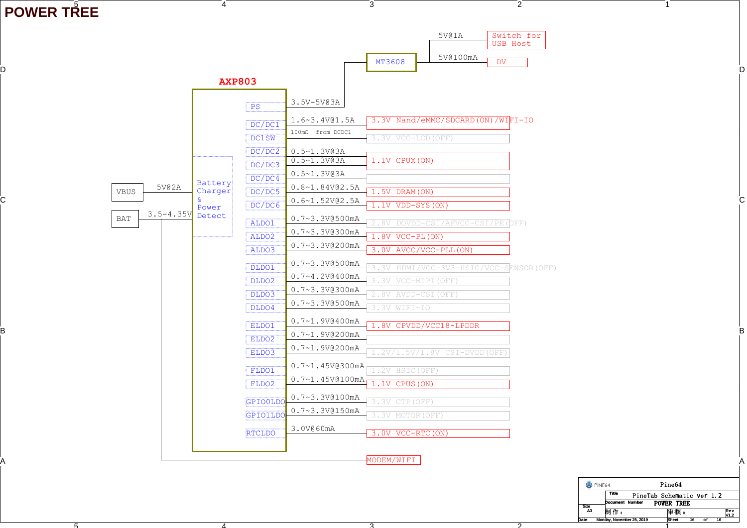# POWER TREE

## AXP803

Inputs:
- VBUS — 5V@2A → Battery Charger & Power Detect
- BAT — 3.5-4.35V → Battery Charger & Power Detect; BAT → MODEM/WIFI

| Output | Rating | Load |
|---|---|---|
| PS | 3.5V-5V@3A | MT3608 → 5V@1A Switch for USB Host; 5V@100mA DV |
| DC/DC1 | 1.6~3.4V@1.5A | 3.3V Nand/eMMC/SDCARD(ON)/WIFI-IO |
| DC1SW | 100mΩ from DCDC1 | 3.3V VCC-LCD(OFF) |
| DC/DC2 | 0.5~1.3V@3A | 1.1V CPUX(ON) |
| DC/DC3 | 0.5~1.3V@3A | 1.1V CPUX(ON) |
| DC/DC4 | 0.5~1.3V@3A | |
| DC/DC5 | 0.8~1.84V@2.5A | 1.5V DRAM(ON) |
| DC/DC6 | 0.6~1.52V@2.5A | 1.1V VDD-SYS(ON) |
| ALDO1 | 0.7~3.3V@500mA | 2.8V DOVDD-CSI/AFVCC-CSI/PE(OFF) |
| ALDO2 | 0.7~3.3V@300mA | 1.8V VCC-PL(ON) |
| ALDO3 | 0.7~3.3V@200mA | 3.0V AVCC/VCC-PLL(ON) |
| DLDO1 | 0.7~3.3V@500mA | 3.3V HDMI/VCC-3V3-HSIC/VCC-SENSOR(OFF) |
| DLDO2 | 0.7~4.2V@400mA | 3.3V VCC-MIPI(OFF) |
| DLDO3 | 0.7~3.3V@300mA | 2.8V AVDD-CSI(OFF) |
| DLDO4 | 0.7~3.3V@500mA | 3.3V WIFI-IO |
| ELDO1 | 0.7~1.9V@400mA | 1.8V CPVDD/VCC18-LPDDR |
| ELDO2 | 0.7~1.9V@200mA | |
| ELDO3 | 0.7~1.9V@200mA | 1.2V/1.5V/1.8V CSI-DVDD(OFF) |
| FLDO1 | 0.7~1.45V@300mA | 1.2V HSIC(OFF) |
| FLDO2 | 0.7~1.45V@100mA | 1.1V CPUS(ON) |
| GPIO0LDO | 0.7~3.3V@100mA | 3.3V CTP(OFF) |
| GPIO1LDO | 0.7~3.3V@150mA | 3.3V MOTOR(OFF) |
| RTCLDO | 3.0V@60mA | 3.0V VCC-RTC(ON) |

PINE64 — Pine64
Title: PineTab Schematic ver 1.2
Document Number: POWER TREE
Size: A3 — Rev: V1.2
制作： 审核：
Date: Monday, November 25, 2019 — Sheet 16 of 16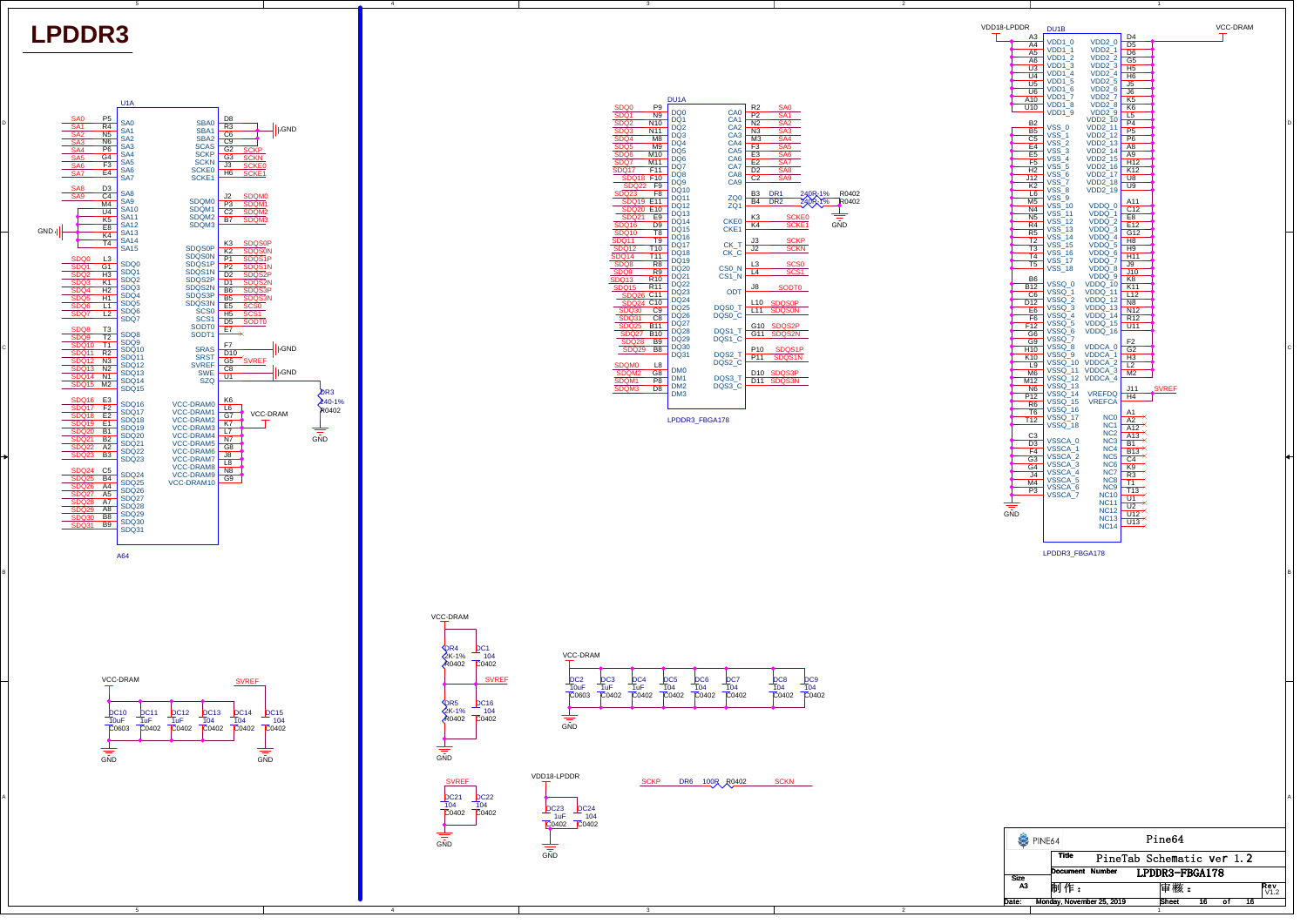# LPDDR3

## U1A (A64)

| Pin | Net | Signal |
|---|---|---|
| P5 | SA0 | SA0 |
| R4 | SA1 | SA1 |
| N5 | SA2 | SA2 |
| N6 | SA3 | SA3 |
| P6 | SA4 | SA4 |
| G4 | SA5 | SA5 |
| F3 | SA6 | SA6 |
| E4 | SA7 | SA7 |
| D3 | SA8 | SA8 |
| C4 | SA9 | SA9 |
| M4 | | SA10 |
| U4 | | SA11 |
| K5 | | SA12 |
| E8 | | SA13 |
| K4 | | SA14 |
| T4 | | SA15 |
| L3 | SDQ0 | SDQ0 |
| G1 | SDQ1 | SDQ1 |
| H3 | SDQ2 | SDQ2 |
| K1 | SDQ3 | SDQ3 |
| H2 | SDQ4 | SDQ4 |
| H1 | SDQ5 | SDQ5 |
| L1 | SDQ6 | SDQ6 |
| L2 | SDQ7 | SDQ7 |
| T3 | SDQ8 | SDQ8 |
| T2 | SDQ9 | SDQ9 |
| T1 | SDQ10 | SDQ10 |
| R2 | SDQ11 | SDQ11 |
| N3 | SDQ12 | SDQ12 |
| N2 | SDQ13 | SDQ13 |
| N1 | SDQ14 | SDQ14 |
| M2 | SDQ15 | SDQ15 |
| E3 | SDQ16 | SDQ16 |
| F2 | SDQ17 | SDQ17 |
| E2 | SDQ18 | SDQ18 |
| E1 | SDQ19 | SDQ19 |
| B1 | SDQ20 | SDQ20 |
| B2 | SDQ21 | SDQ21 |
| A2 | SDQ22 | SDQ22 |
| B3 | SDQ23 | SDQ23 |
| C5 | SDQ24 | SDQ24 |
| B4 | SDQ25 | SDQ25 |
| A4 | SDQ26 | SDQ26 |
| A5 | SDQ27 | SDQ27 |
| A7 | SDQ28 | SDQ28 |
| A8 | SDQ29 | SDQ29 |
| B8 | SDQ30 | SDQ30 |
| B9 | SDQ31 | SDQ31 |
| D8 | GND | SBA0 |
| R3 | GND | SBA1 |
| C6 | GND | SBA2 |
| C9 | | SCAS |
| G2 | SCKP | SCKP |
| G3 | SCKN | SCKN |
| J3 | SCKE0 | SCKE0 |
| H6 | SCKE1 | SCKE1 |
| J2 | SDQM0 | SDQM0 |
| P3 | SDQM1 | SDQM1 |
| C2 | SDQM2 | SDQM2 |
| B7 | SDQM3 | SDQM3 |
| K3 | SDQS0P | SDQS0P |
| K2 | SDQS0N | SDQS0N |
| P1 | SDQS1P | SDQS1P |
| P2 | SDQS1N | SDQS1N |
| D2 | SDQS2P | SDQS2P |
| D1 | SDQS2N | SDQS2N |
| B6 | SDQS3P | SDQS3P |
| B5 | SDQS3N | SDQS3N |
| E5 | SCS0 | SCS0 |
| H5 | SCS1 | SCS1 |
| D5 | SODT0 | SODT0 |
| E7 | | SODT1 |
| F7 | GND | SRAS |
| D10 | | SRST |
| G5 | SVREF | SVREF |
| C8 | GND | SWE |
| U1 | DR3 240-1% R0402 to GND | SZQ |
| K6, L6, G7, K7, L7, N7, G8, J8, L8, N8, G9 | VCC-DRAM | VCC-DRAM0 … VCC-DRAM10 |

## DU1A (LPDDR3_FBGA178)

| Net | Pin | Signal | Signal | Pin | Net |
|---|---|---|---|---|---|
| SDQ0 | P9 | DQ0 | CA0 | R2 | SA0 |
| SDQ1 | N9 | DQ1 | CA1 | P2 | SA1 |
| SDQ2 | N10 | DQ2 | CA2 | N2 | SA2 |
| SDQ3 | N11 | DQ3 | CA3 | N3 | SA3 |
| SDQ4 | M8 | DQ4 | CA4 | M3 | SA4 |
| SDQ5 | M9 | DQ5 | CA5 | F3 | SA5 |
| SDQ6 | M10 | DQ6 | CA6 | E3 | SA6 |
| SDQ7 | M11 | DQ7 | CA7 | E2 | SA7 |
| SDQ17 | F11 | DQ8 | CA8 | D2 | SA8 |
| SDQ18 | F10 | DQ9 | CA9 | C2 | SA9 |
| SDQ22 | F9 | DQ10 | ZQ0 | B3 | DR1 240R-1% R0402 |
| SDQ23 | F8 | DQ11 | ZQ1 | B4 | DR2 240R-1% R0402, GND |
| SDQ19 | E11 | DQ12 | CKE0 | K3 | SCKE0 |
| SDQ20 | E10 | DQ13 | CKE1 | K4 | SCKE1 |
| SDQ21 | E9 | DQ14 | CK_T | J3 | SCKP |
| SDQ16 | D9 | DQ15 | CK_C | J2 | SCKN |
| SDQ10 | T8 | DQ16 | CS0_N | L3 | SCS0 |
| SDQ11 | T9 | DQ17 | CS1_N | L4 | SCS1 |
| SDQ12 | T10 | DQ18 | ODT | J8 | SODT0 |
| SDQ14 | T11 | DQ19 | DQS0_T | L10 | SDQS0P |
| SDQ8 | R8 | DQ20 | DQS0_C | L11 | SDQS0N |
| SDQ9 | R9 | DQ21 | DQS1_T | G10 | SDQS2P |
| SDQ13 | R10 | DQ22 | DQS1_C | G11 | SDQS2N |
| SDQ15 | R11 | DQ23 | DQS2_T | P10 | SDQS1P |
| SDQ26 | C11 | DQ24 | DQS2_C | P11 | SDQS1N |
| SDQ24 | C10 | DQ25 | DQS3_T | D10 | SDQS3P |
| SDQ30 | C9 | DQ26 | DQS3_C | D11 | SDQS3N |
| SDQ31 | C8 | DQ27 | | | |
| SDQ25 | B11 | DQ28 | | | |
| SDQ27 | B10 | DQ29 | | | |
| SDQ28 | B9 | DQ30 | | | |
| SDQ29 | B8 | DQ31 | | | |
| SDQM0 | L8 | DM0 | | | |
| SDQM2 | G8 | DM1 | | | |
| SDQM1 | P8 | DM2 | | | |
| SDQM3 | D8 | DM3 | | | |

## DU1B (LPDDR3_FBGA178)

VDD18-LPDDR: A3, A4, A5, A6, U3, U4, U5, U6, A10, U10 (VDD1_0 … VDD1_9)

VCC-DRAM: D4, D5, D6, G5, H5, H6, J5, J6, K5, K6, L5, P4, P5, P6, A8, A9, H12, K12, U8, U9 (VDD2_0 … VDD2_19); A11, C12, E8, E12, G12, H8, H9, H11, J9, J10, K8, K11, L12, N8, N12, R12, U11 (VDDQ_0 … VDDQ_16)

GND: B2, B5, C5, E4, E5, F5, H2, J12, K2, L6, M5, N4, N5, R4, R5, T2, T3, T4, T5 (VSS_0 … VSS_18); B6, B12, C6, D12, E6, F6, F12, G6, G9, H10, K10, L9, M6, M12, N6, P12, R6, T6, T12 (VSSQ_0 … VSSQ_18); C3, D3, F4, G3, G4, J4, M4, P3 (VSSCA_0 … VSSCA_7)

SVREF: J11 (VREFDQ), H4 (VREFCA), F2 (VDDCA_0), G2 (VDDCA_1), H3 (VDDCA_2), L2 (VDDCA_3), M2 (VDDCA_4)

NC0 … NC14: A1, A2, A12, A13, B1, B13, C4, K9, R3, T1, T13, U1, U2, U12, U13

## Decoupling / Reference

- VCC-DRAM: DC10 10uF C0603, DC11 1uF C0402, DC12 1uF C0402, DC13 104 C0402, DC14 104 C0402, DC15 104 C0402 — GND
- VCC-DRAM: DR4 2K-1% R0402, DC1 104 C0402; SVREF; DR5 2K-1% R0402, DC16 104 C0402 — GND
- VCC-DRAM: DC2 10uF C0603, DC3 1uF C0402, DC4 1uF C0402, DC5 104 C0402, DC6 104 C0402, DC7 104 C0402, DC8 104 C0402, DC9 104 C0402 — GND
- SVREF: DC21 104 C0402, DC22 104 C0402 — GND
- VDD18-LPDDR: DC23 1uF C0402, DC24 104 C0402 — GND
- SCKP — DR6 100R R0402 — SCKN

| PINE64 | Pine64 | | |
|---|---|---|---|
| Title | PineTab Schematic ver 1.2 | | |
| Size A3 | Document Number: LPDDR3-FBGA178 | | Rev V1.2 |
| 制作： | 审核： | | |
| Date: Monday, November 25, 2019 | Sheet 16 of 16 | | |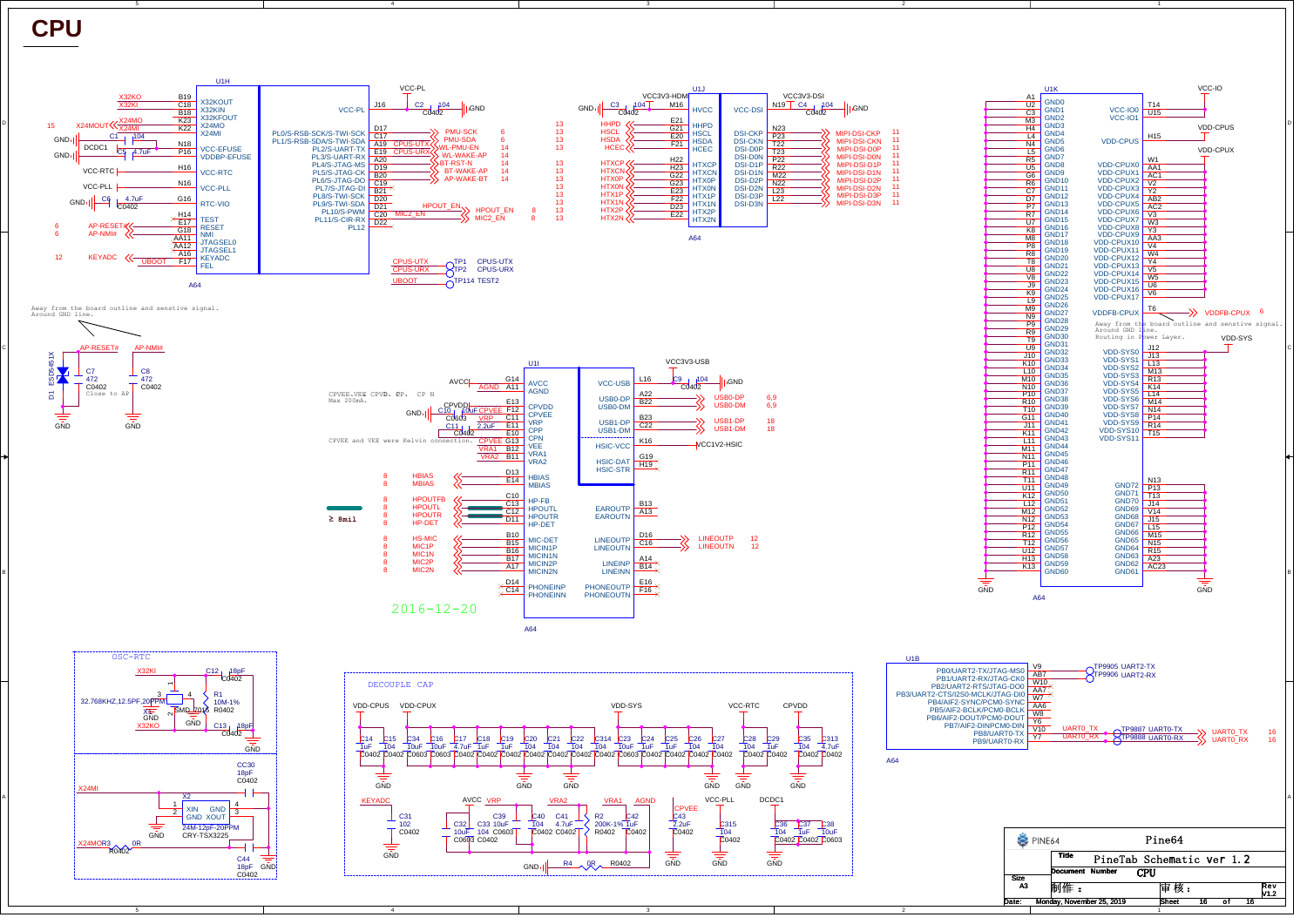# CPU

## U1H (A64)

| Net | Pin | Function |
|---|---|---|
| X32KO | B19 | X32KOUT |
| X32KI | C18 | X32KIN |
| | B18 | X32KFOUT |
| X24MO | K23 | X24MO |
| X24MI | K22 | X24MI |
| | N18 | VCC-EFUSE |
| | P16 | VDDBP-EFUSE |
| VCC-RTC | H16 | VCC-RTC |
| VCC-PLL | N16 | VCC-PLL |
| | G16 | RTC-VIO |
| | H14 | TEST |
| AP-RESET# | E17 | RESET |
| AP-NMI# | G18 | NMI |
| | AA11 | JTAGSEL0 |
| | AA12 | JTAGSEL1 |
| KEYADC | A16 | KEYADC |
| UBOOT | F17 | FEL |

| Pin | Function | Net |
|---|---|---|
| J16 | VCC-PL | VCC-PL |
| D17 | PL0/S-RSB-SCK/S-TWI-SCK | PMU-SCK |
| C17 | PL1/S-RSB-SDA/S-TWI-SDA | PMU-SDA |
| A19 | PL2/S-UART-TX | CPUS-UTX |
| E19 | PL3/S-UART-RX | CPUS-URX |
| A20 | PL4/S-JTAG-MS | WL-PMU-EN |
| D19 | PL5/S-JTAG-CK | WL-WAKE-AP |
| B20 | PL6/S-JTAG-DO | BT-RST-N |
| C19 | PL7/S-JTAG-DI | BT-WAKE-AP |
| B21 | PL8/S-TWI-SCK | AP-WAKE-BT |
| D20 | PL9/S-TWI-SDA | |
| D21 | PL10/S-PWM | HPOUT_EN |
| C20 | PL11/S-CIR-RX | MIC2_EN |
| D22 | PL12 | |

Test points: TP1 CPUS-UTX, TP2 CPUS-URX, TP114 TEST2 (UBOOT)

Away from the board outline and senstive signal. Around GND line.

AP-RESET#: D1 ESD5451X, C7 472 C0402 (Close to AP); AP-NMI#: C8 472 C0402

## U1J (A64)

| Pin | Function | Net |
|---|---|---|
| M16 | HVCC | VCC3V3-HDMI |
| E21 | HHPD | HHPD |
| G21 | HSCL | HSCL |
| E20 | HSDA | HSDA |
| F21 | HCEC | HCEC |
| H22 | HTXCP | HTXCP |
| H23 | HTXCN | HTXCN |
| G22 | HTX0P | HTX0P |
| G23 | HTX0N | HTX0N |
| E23 | HTX1P | HTX1P |
| F22 | HTX1N | HTX1N |
| D23 | HTX2P | HTX2P |
| E22 | HTX2N | HTX2N |

| Pin | Function | Net |
|---|---|---|
| N19 | VCC-DSI | VCC3V3-DSI |
| N23 | DSI-CKP | MIPI-DSI-CKP |
| P23 | DSI-CKN | MIPI-DSI-CKN |
| T22 | DSI-D0P | MIPI-DSI-D0P |
| T23 | DSI-D0N | MIPI-DSI-D0N |
| P22 | DSI-D1P | MIPI-DSI-D1P |
| R22 | DSI-D1N | MIPI-DSI-D1N |
| M22 | DSI-D2P | MIPI-DSI-D2P |
| N22 | DSI-D2N | MIPI-DSI-D2N |
| L23 | DSI-D3P | MIPI-DSI-D3P |
| L22 | DSI-D3N | MIPI-DSI-D3N |

## U1I (A64)

| Net | Pin | Function |
|---|---|---|
| AVCC | G14 | AVCC |
| AGND | A11 | AGND |
| CPVDD | E13 | CPVDD |
| CPVEE | F12 | CPVEE |
| VRP | C11 | VRP |
| | E11 | CPP |
| | E10 | CPN |
| CPVEE | G13 | VEE |
| VRA1 | B12 | VRA1 |
| VRA2 | B11 | VRA2 |
| HBIAS | D13 | HBIAS |
| MBIAS | E14 | MBIAS |
| HPOUTFB | C10 | HP-FB |
| HPOUTL | C13 | HPOUTL |
| HPOUTR | C12 | HPOUTR |
| HP-DET | D11 | HP-DET |
| HS-MIC | B10 | MIC-DET |
| MIC1P | B15 | MIC1P |
| MIC1N | B16 | MIC1N |
| MIC2P | B17 | MIC2P |
| MIC2N | A17 | MIC2N |
| | D14 | PHONEINP |
| | C14 | PHONEINN |

| Pin | Function | Net |
|---|---|---|
| L16 | VCC-USB | VCC3V3-USB |
| A22 | USB0-DP | USB0-DP |
| B22 | USB0-DM | USB0-DM |
| B23 | USB1-DP | USB1-DP |
| C22 | USB1-DM | USB1-DM |
| K16 | HSIC-VCC | VCC1V2-HSIC |
| G19 | HSIC-DAT | |
| H19 | HSIC-STR | |
| B13 | EAROUTP | |
| A13 | EAROUTN | |
| D16 | LINEOUTP | LINEOUTP |
| C16 | LINEOUTN | LINEOUTN |
| A14 | LINEINP | |
| B14 | LINEINN | |
| E16 | PHONEOUTP | |
| F16 | PHONEOUTN | |

CPVEE.VEE CPVD、CP、CP N Max 200mA.

CPVEE and VEE were Kelvin connection.

≥ 8mil

2016-12-20

## U1K (A64)

GND pins: A1, U2, C3, M3, H4, N4, L4, L5, R5, U5, G6, R6, C7, D7, P7, R7, U7, K8, M8, P8, R8, T8, U8, V8, J9, K9, L9, M9, N9, P9, R9, T9, U9, J10, K10, L10, M10, N10, P10, R10, T10, G11, J11, K11, L11, M11, N11, P11, R11, T11, U11, K12, L12, M12, N12, P12, R12, T12, U12, H13, K13 (GND0–GND60); N13, P13, T13, J14, V14, J15, L15, M15, N15, R15, A23, AC23 (GND61–GND72)

| Pin | Function |
|---|---|
| T14, U15 | VCC-IO0, VCC-IO1 (VCC-IO) |
| H15 | VDD-CPUS |
| W1, AA1, AC1, V2, Y2, AB2, AC2, V3, W3, Y3, AA3, V4, W4, Y4, V5, W5, U6, V6 | VDD-CPUX0 – VDD-CPUX17 (VDD-CPUX) |
| T6 | VDDFB-CPUX (VDDFB-CPUX) |
| J12, J13, L13, M13, R13, K14, L14, M14, N14, P14, R14, T15 | VDD-SYS0 – VDD-SYS11 (VDD-SYS) |

Away from the board outline and sensitive signal. Around GND line. Routing in Power Layer.

## U1B (A64)

| Function | Pin | Net |
|---|---|---|
| PB0/UART2-TX/JTAG-MS0 | V9 | TP9905 UART2-TX |
| PB1/UART2-RX/JTAG-CK0 | AB7 | TP9906 UART2-RX |
| PB2/UART2-RTS/JTAG-DO0 | W10 | |
| PB3/UART2-CTS/I2S0-MCLK/JTAG-DI0 | AA7 | |
| PB4/AIF2-SYNC/PCM0-SYNC | W7 | |
| PB5/AIF2-BCLK/PCM0-BCLK | AA6 | |
| PB6/AIF2-DOUT/PCM0-DOUT | W8 | |
| PB7/AIF2-DINPCM0-DIN | Y6 | |
| PB8/UART0-TX | V10 | UART0_TX (TP9887 UART0-TX) |
| PB9/UART0-RX | Y7 | UART0_RX (TP9888 UART0-RX) |

## OSC-RTC

X1 32.768KHZ,12.5PF,20PPM (SMD_0016), R1 10M-1% R0402, C12 18pF C0402, C13 18pF C0402

X2 24M-12pF-20PPM CRY-TSX3225 (XIN, GND, GND, XOUT), CC30 18pF C0402, C44 18pF C0402, R3 0R R0402 (X24MO)

## DECOUPLE CAP

- VDD-CPUS: C14 1uF C0402, C15 104 C0402
- VDD-CPUX: C34 10uF C0603, C16 10uF C0603, C17 4.7uF C0402, C18 1uF C0402, C19 1uF C0402, C20 104 C0402, C21 104 C0402, C22 104 C0402, C314 104 C0402
- VDD-SYS: C23 10uF C0603, C24 1uF C0402, C25 1uF C0402, C26 104 C0402, C27 104 C0402
- VCC-RTC: C28 104 C0402, C29 1uF C0402
- CPVDD: C35 104 C0402, C313 4.7uF C0402
- KEYADC: C31 102 C0402
- AVCC: C32 10uF C0603, C33 104 C0402
- VRP: C39 10uF C0603
- VRA2: C40 104 C0402, C41 4.7uF C0402
- VRA1: R2 200K-1% R0402, C42 1uF C0402
- AGND: R4 0R R0402 (GND)
- CPVEE: C43 2.2uF C0402
- VCC-PLL: C315 104 C0402
- DCDC1: C36 104 C0402, C37 1uF C0402, C38 10uF C0603

| PINE64 | Pine64 |
|---|---|
| Title | PineTab Schematic ver 1.2 |
| Size A3 | Document Number: CPU |
| 制作： | 审核： | Rev V1.2 |
| Date: Monday, November 25, 2019 | Sheet 16 of 16 |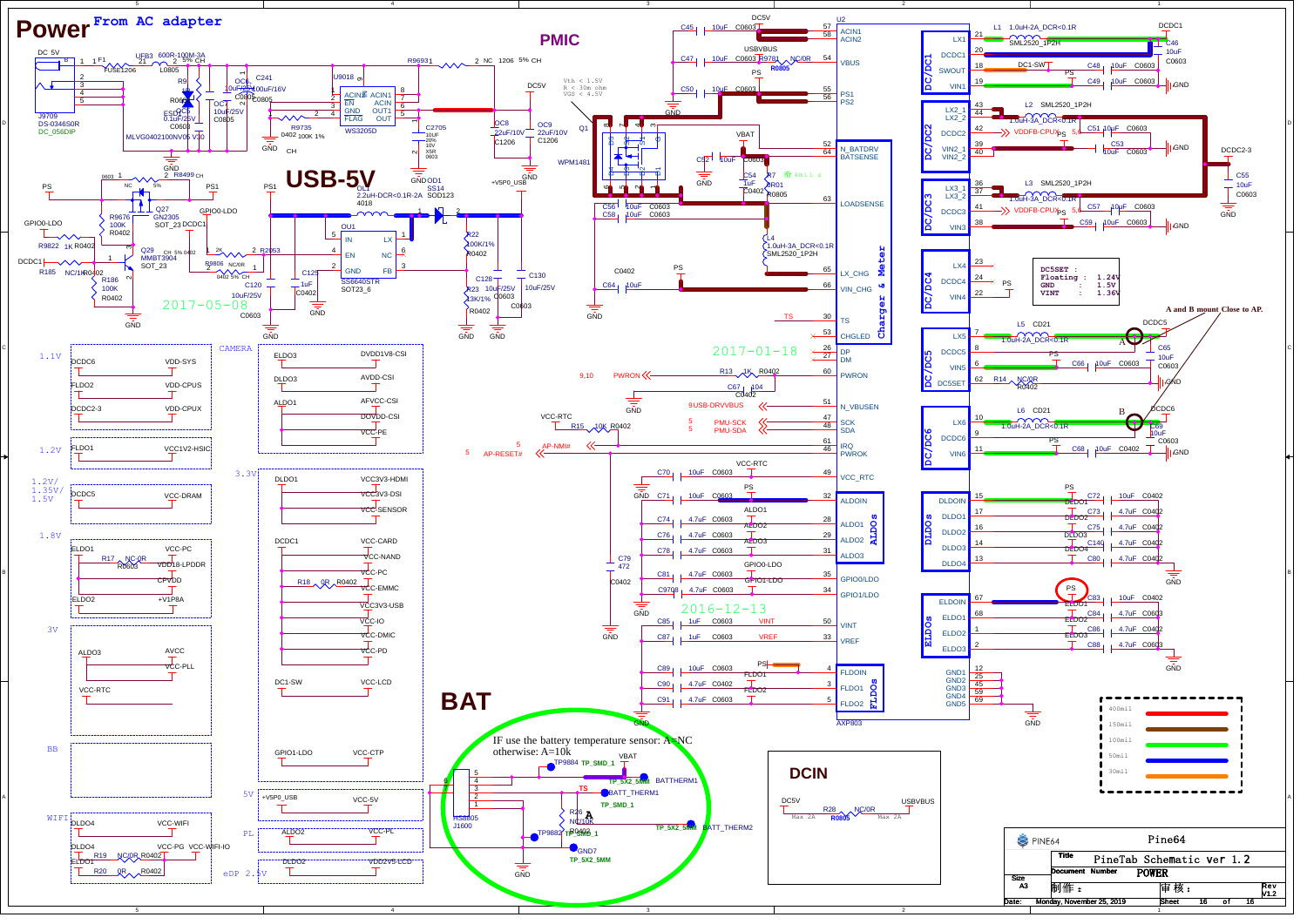# Power

From AC adapter

# PMIC

# USB-5V

# BAT

# DCIN

IF use the battery temperature sensor: A=NC
otherwise: A=10k

A and B mount Close to AP.

DC5SET :
Floating : 1.24V
GND : 1.5V
VINT : 1.36V

Vth < 1.5V
R < 30m ohm
VGS < 4.5V

2017-05-08

2017-01-18

2016-12-13

| Rail | Name |
|---|---|
| DCDC6 | VDD-SYS |
| FLDO2 | VDD-CPUS |
| DCDC2-3 | VDD-CPUX |
| FLDO1 | VCC1V2-HSIC |
| DCDC5 | VCC-DRAM |
| ELDO1 | VCC-PC |
| ELDO2 | +V1P8A |
| ALDO3 | AVCC / VCC-PLL |
| VCC-RTC | |
| DLDO4 | VCC-WIFI |
| DLDO4 / ELDO1 | VCC-PG VCC-WIFI-IO |
| ELDO3 | DVDD1V8-CSI |
| DLDO3 | AVDD-CSI |
| ALDO1 | AFVCC-CSI / DOVDD-CSI / VCC-PE |
| DLDO1 | VCC3V3-HDMI / VCC3V3-DSI / VCC-SENSOR |
| DCDC1 | VCC-CARD / VCC-NAND / VCC-PC / VCC-EMMC / VCC3V3-USB / VCC-IO / VCC-DMIC / VCC-PD |
| DC1-SW | VCC-LCD |
| GPIO1-LDO | VCC-CTP |
| +V5P0_USB | VCC-5V |
| ALDO2 | VCC-PL |
| DLDO2 | VDD2V5-LCD |

Voltage groups: 1.1V, 1.2V, 1.2V/1.35V/1.5V, 1.8V, 3V, BB, WIFI, CAMERA, 3.3V, 5V, PL, eDP 2.5V

Line width legend: 400mil, 150mil, 100mil, 50mil, 30mil

| | |
|---|---|
| Title | PineTab Schematic ver 1.2 |
| Document Number | POWER |
| Size | A3 |
| 制作： | 审核： |
| Date | Monday, November 25, 2019 |
| Sheet | 16 of 16 |
| Rev | V1.2 |

PINE64 — Pine64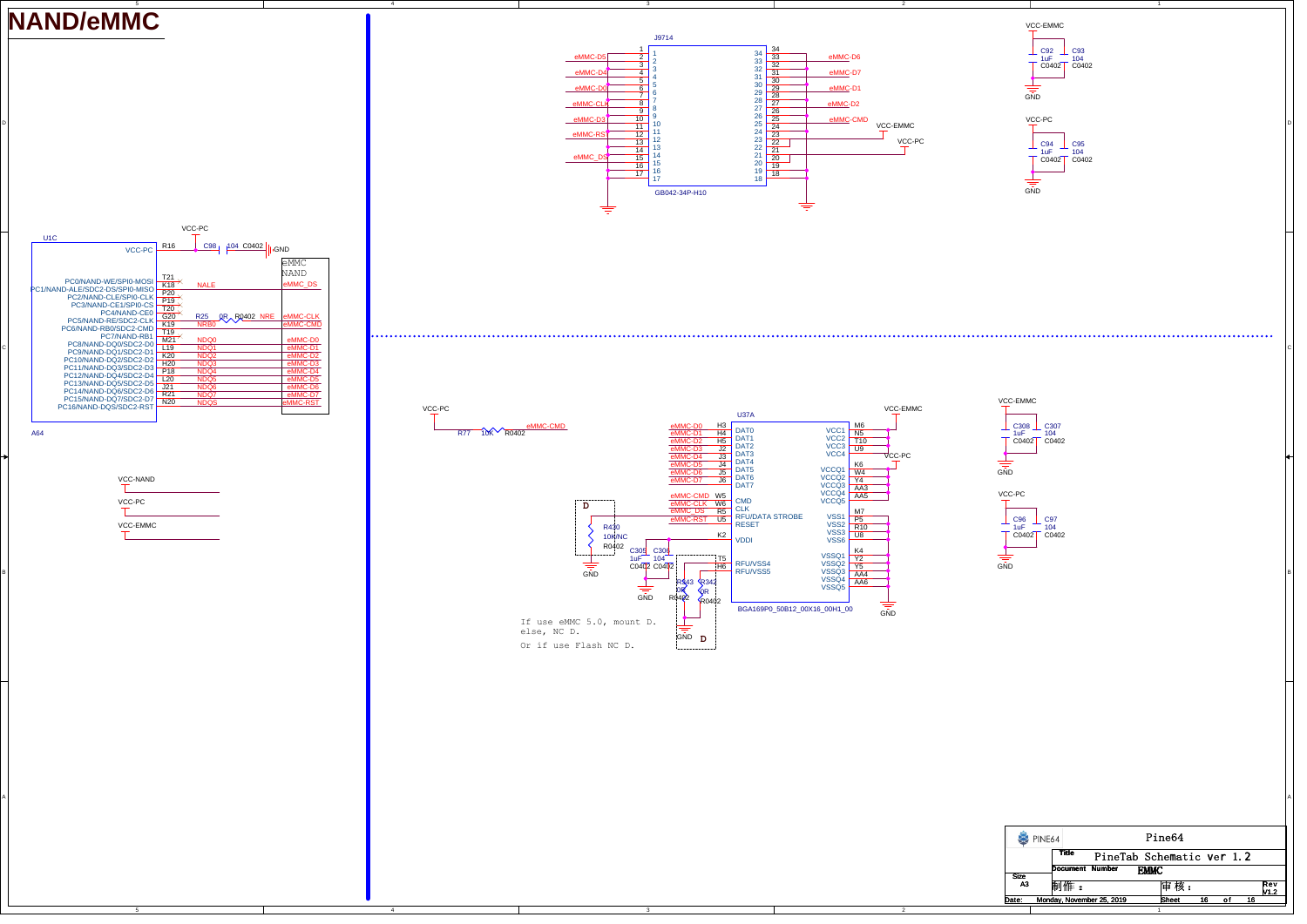# NAND/eMMC

## J9714 (GB042-34P-H10)

| Left signal | Pin | Pin | Right signal |
|---|---|---|---|
| | 1 | 34 | |
| eMMC-D5 | 2 | 33 | eMMC-D6 |
| | 3 | 32 | |
| eMMC-D4 | 4 | 31 | eMMC-D7 |
| | 5 | 30 | |
| eMMC-D0 | 6 | 29 | eMMC-D1 |
| | 7 | 28 | |
| eMMC-CLK | 8 | 27 | eMMC-D2 |
| | 9 | 26 | |
| eMMC-D3 | 10 | 25 | eMMC-CMD |
| | 11 | 24 | VCC-EMMC |
| eMMC-RST | 12 | 23 | |
| | 13 | 22 | VCC-PC |
| | 14 | 21 | |
| eMMC_DS | 15 | 20 | |
| | 16 | 19 | |
| | 17 | 18 | |

VCC-EMMC: C92 1uF C0402, C93 104 C0402, GND

VCC-PC: C94 1uF C0402, C95 104 C0402, GND

## U1C (A64)

VCC-PC — R16; VCC-PC — C98 104 C0402 — GND

| Pin function | Ball | Net | eMMC / NAND |
|---|---|---|---|
| PC0/NAND-WE/SPI0-MOSI | T21 | | |
| PC1/NAND-ALE/SDC2-DS/SPI0-MISO | K18 | NALE | eMMC_DS |
| PC2/NAND-CLE/SPI0-CLK | P20 | | |
| PC3/NAND-CE1/SPI0-CS | P19 | | |
| PC4/NAND-CE0 | T20 | | |
| PC5/NAND-RE/SDC2-CLK | G20 | R25 0R R0402 NRE | eMMC-CLK |
| PC6/NAND-RB0/SDC2-CMD | K19 | NRB0 | eMMC-CMD |
| PC7/NAND-RB1 | T19 | | |
| PC8/NAND-DQ0/SDC2-D0 | M21 | NDQ0 | eMMC-D0 |
| PC9/NAND-DQ1/SDC2-D1 | L19 | NDQ1 | eMMC-D1 |
| PC10/NAND-DQ2/SDC2-D2 | K20 | NDQ2 | eMMC-D2 |
| PC11/NAND-DQ3/SDC2-D3 | H20 | NDQ3 | eMMC-D3 |
| PC12/NAND-DQ4/SDC2-D4 | P18 | NDQ4 | eMMC-D4 |
| PC13/NAND-DQ5/SDC2-D5 | L20 | NDQ5 | eMMC-D5 |
| PC14/NAND-DQ6/SDC2-D6 | J21 | NDQ6 | eMMC-D6 |
| PC15/NAND-DQ7/SDC2-D7 | R21 | NDQ7 | eMMC-D7 |
| PC16/NAND-DQS/SDC2-RST | N20 | NDQS | eMMC-RST |

VCC-NAND, VCC-PC, VCC-EMMC

## U37A (BGA169P0_50B12_00X16_00H1_00)

VCC-PC — R77 10K R0402 — eMMC-CMD

| Net | Ball | Pin | Pin | Ball | Net |
|---|---|---|---|---|---|
| eMMC-D0 | H3 | DAT0 | VCC1 | M6 | VCC-EMMC |
| eMMC-D1 | H4 | DAT1 | VCC2 | N5 | VCC-EMMC |
| eMMC-D2 | H5 | DAT2 | VCC3 | T10 | VCC-EMMC |
| eMMC-D3 | J2 | DAT3 | VCC4 | U9 | VCC-EMMC |
| eMMC-D4 | J3 | DAT4 | | | |
| eMMC-D5 | J4 | DAT5 | VCCQ1 | K6 | VCC-PC |
| eMMC-D6 | J5 | DAT6 | VCCQ2 | W4 | VCC-PC |
| eMMC-D7 | J6 | DAT7 | VCCQ3 | Y4 | VCC-PC |
| | | | VCCQ4 | AA3 | VCC-PC |
| eMMC-CMD | W5 | CMD | VCCQ5 | AA5 | VCC-PC |
| eMMC-CLK | W6 | CLK | | | |
| eMMC_DS | R5 | RFU/DATA STROBE | VSS1 | M7 | GND |
| eMMC-RST | U5 | RESET | VSS2 | P5 | GND |
| | | | VSS3 | R10 | GND |
| | K2 | VDDI | VSS6 | U8 | GND |
| | | | VSSQ1 | K4 | GND |
| | T5 | RFU/VSS4 | VSSQ2 | Y2 | GND |
| | H6 | RFU/VSS5 | VSSQ3 | Y5 | GND |
| | | | VSSQ4 | AA4 | GND |
| | | | VSSQ5 | AA6 | GND |

R430 10K/NC R0402 (D) to GND; C305 1uF C0402, C306 104 C0402 to GND; R343 0R R0402, R342 0R R0402 (D) to GND.

If use eMMC 5.0, mount D.
else, NC D.

Or if use Flash NC D.

VCC-EMMC: C308 1uF C0402, C307 104 C0402, GND

VCC-PC: C96 1uF C0402, C97 104 C0402, GND

| | |
|---|---|
| PINE64 | Pine64 |
| Title | PineTab Schematic ver 1.2 |
| Document Number | EMMC |
| Size A3 | 制作： 审核： Rev V1.2 |
| Date: Monday, November 25, 2019 | Sheet 16 of 16 |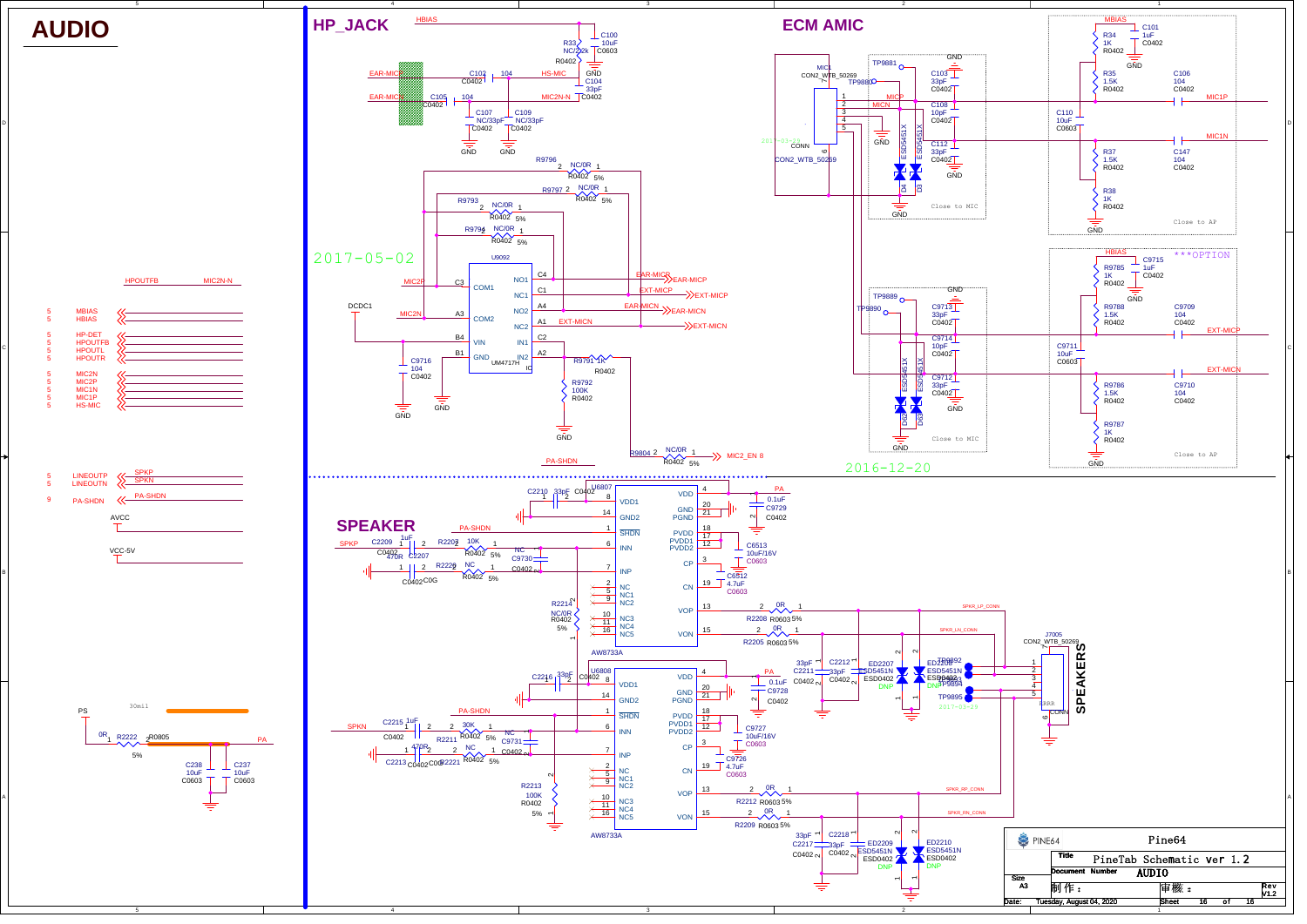# AUDIO

## HP_JACK

HBIAS

C100 10uF C0603

R33 NC/2.2k R0402

GND

EAR-MIC — C102 C0402 — 104 — HS-MIC

C104 33pF C0402

EAR-MIC — C105 C0402 — 104 — MIC2N-N

C107 NC/33pF C0402 — C109 NC/33pF C0402

GND GND

R9796 NC/0R R0402 5%

R9797 NC/0R R0402 5%

R9793 NC/0R R0402 5%

R9794 NC/0R R0402 5%

U9092 UM4717H

MIC2P — C3 COM1 — NO1 C4 — EAR-MICP

NC1 C1 — EXT-MICP

DCDC1

MIC2N — A3 COM2 — NO2 A4 — EAR-MICN

NC2 A1 — EXT-MICN

B4 VIN — IN1 C2

B1 GND — IN2 A2 — R9791 1K R0402

C9716 104 C0402

R9792 100K R0402

GND GND GND

R9804 NC/0R R0402 5% — MIC2_EN 8

PA-SHDN

2017-05-02

HPOUTFB — MIC2N-N

5 MBIAS
5 HBIAS

5 HP-DET
5 HPOUTFB
5 HPOUTL
5 HPOUTR

5 MIC2N
5 MIC2P
5 MIC1N
5 MIC1P
5 HS-MIC

5 LINEOUTP — SPKP
5 LINEOUTN — SPKN

9 PA-SHDN — PA-SHDN

AVCC

VCC-5V

PS — 0R R2222 R0805 5% — PA

C238 10uF C0603 — C237 10uF C0603

30mil

## ECM AMIC

MIC1 CON2_WTB_50269

TP9881 TP9880

MICP MICN

C103 33pF C0402 — C108 10pF C0402 — C112 33pF C0402

D4 ESD5451X — D3 ESD5451X

GND

Close to MIC

2017-03-23

MBIAS

R34 1K R0402 — C101 1uF C0402

R35 1.5K R0402 — C106 104 C0402 — MIC1P

C110 10uF C0603

R37 1.5K R0402 — C147 104 C0402 — MIC1N

R38 1K R0402

GND

Close to AP

HBIAS ***OPTION

R9785 1K R0402 — C9715 1uF C0402

R9788 1.5K R0402 — C9709 104 C0402 — EXT-MICP

C9711 10uF C0603

R9786 1.5K R0402 — C9710 104 C0402 — EXT-MICN

R9787 1K R0402

TP9889 TP9890

C9713 33pF C0402 — C9714 10pF C0402 — C9712 33pF C0402

D62 ESD5451X — D63 ESD5451X

Close to MIC

Close to AP

2016-12-20

## SPEAKER

U6807 AW8733A

C2210 33pF C0402 — 8 VDD1 — VDD 4 — PA

14 GND2 — GND 20 PGND 21 — C9729 0.1uF C0402

PA-SHDN — 1 SHDN — PVDD 18 PVDD1 17 PVDD2 12 — C6513 10uF/16V C0603

SPKP — C2209 1uF C0402 — R2203 10K R0402 5% — 6 INN

C2207 470R — R2220 NC R0402 5% — C9730 NC C0402 — 7 INP

CP 3 — CN 19 — C6512 4.7uF C0603

R2214 NC/0R R0402 5% — NC 2, NC1 5, NC2 9, NC3 10, NC4 11, NC5 16

VOP 13 — R2208 0R R0603 5% — SPKR_LP_CONN

VON 15 — R2205 0R R0603 5% — SPKR_LN_CONN

C2211 33pF C0402 — C2212 33pF C0402 — ED2207 ESD5451N ESD0402 DNP — ED2208 ESD5451N ESD0402 DNP

TP9892 TP9893 TP9894 TP9895

J7005 CON2_WTB_50269 — SPEAKERS

2017-03-23

U6808 AW8733A

C2216 33pF C0402 — 8 VDD1 — VDD 4 — PA

14 GND2 — GND 20 PGND 21 — C9728 0.1uF C0402

PA-SHDN — 1 SHDN — PVDD 18 PVDD1 17 PVDD2 12 — C9727 10uF/16V C0603

SPKN — C2215 1uF C0402 — R2211 30K R0402 5% — 6 INN

C2213 470R C0402 C0G — R2221 NC R0402 5% — C9731 NC C0402 — 7 INP

CP 3 — CN 19 — C9726 4.7uF C0603

R2213 100K R0402 5% — NC 2, NC1 5, NC2 9, NC3 10, NC4 11, NC5 16

VOP 13 — R2212 0R R0603 5% — SPKR_RP_CONN

VON 15 — R2209 0R R0603 5% — SPKR_RN_CONN

C2217 33pF C0402 — C2218 33pF C0402 — ED2209 ESD5451N ESD0402 DNP — ED2210 ESD5451N ESD0402 DNP

| PINE64 | Pine64 | | |
|---|---|---|---|
| Title | PineTab Schematic Ver 1.2 | | |
| Size A3 | Document Number | AUDIO | Rev V1.2 |
| 制作： | | 审核： | |
| Date: Tuesday, August 04, 2020 | | Sheet 16 of 16 | |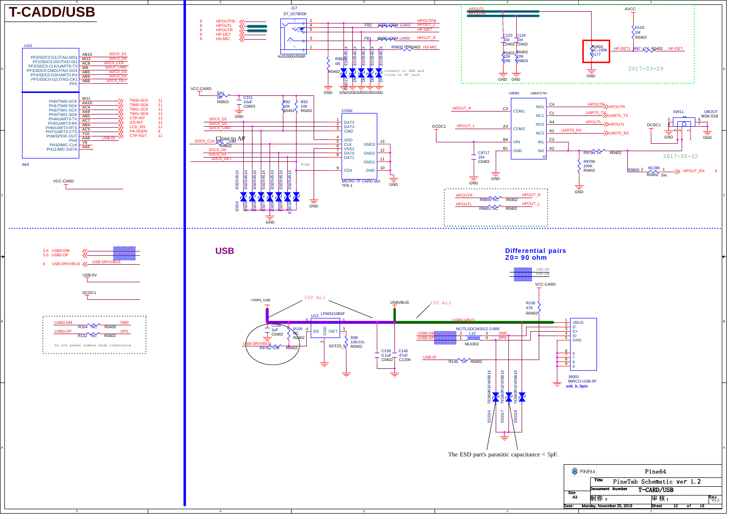# T-CADD/USB

## USB

**Differential pairs**
**Z0= 90 ohm**

connect to GND and close to HP jack

Close to AP

High

100 mil

150 mil

2017-03-29

2017-05-02

Do not paste common mode inductance

The ESD part's parasitic capacitance < 5pF.

| | |
|---|---|
| PINE64 | Pine64 |
| Title | PineTab Schematic ver 1.2 |
| Document Number | T-CARD/USB |
| Size A3 | Rev V1.2 |
| Date: Monday, November 25, 2019 | Sheet 12 of 16 |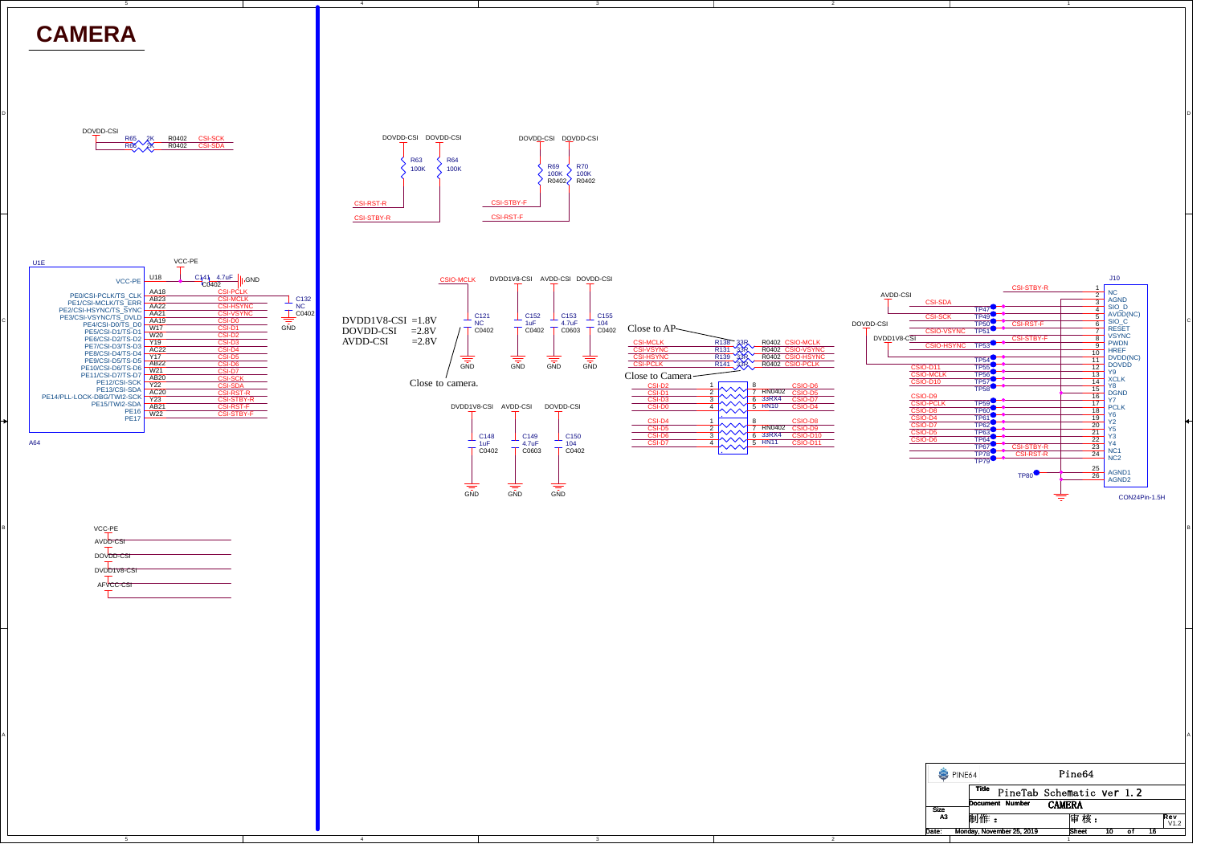# CAMERA

DOVDD-CSI

R65 2K R0402 CSI-SCK
R66 2K R0402 CSI-SDA

DOVDD-CSI DOVDD-CSI

R63 100K
R64 100K

CSI-RST-R
CSI-STBY-R

DOVDD-CSI DOVDD-CSI

R69 100K R0402
R70 100K R0402

CSI-STBY-F
CSI-RST-F

U1E

VCC-PE

C141 4.7uF C0402 GND

C132 NC C0402 GND

| Pin | Ball | Net |
|---|---|---|
| VCC-PE | U18 | |
| PE0/CSI-PCLK/TS_CLK | AA18 | CSI-PCLK |
| PE1/CSI-MCLK/TS_ERR | AB23 | CSI-MCLK |
| PE2/CSI-HSYNC/TS_SYNC | AA22 | CSI-HSYNC |
| PE3/CSI-VSYNC/TS_DVLD | AA21 | CSI-VSYNC |
| PE4/CSI-D0/TS_D0 | AA19 | CSI-D0 |
| PE5/CSI-D1/TS-D1 | W17 | CSI-D1 |
| PE6/CSI-D2/TS-D2 | W20 | CSI-D2 |
| PE7/CSI-D3/TS-D3 | Y19 | CSI-D3 |
| PE8/CSI-D4/TS-D4 | AC22 | CSI-D4 |
| PE9/CSI-D5/TS-D5 | Y17 | CSI-D5 |
| PE10/CSI-D6/TS-D6 | AB22 | CSI-D6 |
| PE11/CSI-D7/TS-D7 | W21 | CSI-D7 |
| PE12/CSI-SCK | AB20 | CSI-SCK |
| PE13/CSI-SDA | Y22 | CSI-SDA |
| PE14/PLL-LOCK-DBG/TWI2-SCK | AC20 | CSI-RST-R |
| PE15/TWI2-SDA | Y23 | CSI-STBY-R |
| PE16 | AB21 | CSI-RST-F |
| PE17 | W22 | CSI-STBY-F |

A64

DVDD1V8-CSI =1.8V
DOVDD-CSI =2.8V
AVDD-CSI =2.8V

Close to camera.

CSIO-MCLK DVDD1V8-CSI AVDD-CSI DOVDD-CSI

C121 NC C0402
C152 1uF C0402
C153 4.7uF C0603
C155 104 C0402

GND GND GND GND

DVDD1V8-CSI AVDD-CSI DOVDD-CSI

C148 1uF C0402
C149 4.7uF C0603
C150 104 C0402

GND GND GND

Close to AP

| Net | Resistor | Value | Package | Net |
|---|---|---|---|---|
| CSI-MCLK | R138 | 33R | R0402 | CSIO-MCLK |
| CSI-VSYNC | R131 | 33R | R0402 | CSIO-VSYNC |
| CSI-HSYNC | R139 | 33R | R0402 | CSIO-HSYNC |
| CSI-PCLK | R141 | 33R | R0402 | CSIO-PCLK |

Close to Camera

RN10 33RX4 RN0402:
CSI-D2 (1/8) CSIO-D6; CSI-D1 (2/7) CSIO-D5; CSI-D3 (3/6) CSIO-D7; CSI-D0 (4/5) CSIO-D4

RN11 33RX4 RN0402:
CSI-D4 (1/8) CSIO-D8; CSI-D5 (2/7) CSIO-D9; CSI-D6 (3/6) CSIO-D10; CSI-D7 (4/5) CSIO-D11

J10 CON24Pin-1.5H

| Pin | Name | Net / TP |
|---|---|---|
| 1 | NC | CSI-STBY-R |
| 2 | AGND | |
| 3 | SIO_D | CSI-SDA (TP47) |
| 4 | AVDD(NC) | AVDD-CSI |
| 5 | SIO_C | CSI-SCK (TP49) |
| 6 | RESET | CSI-RST-F (TP50) |
| 7 | VSYNC | CSIO-VSYNC (TP51) |
| 8 | PWDN | CSI-STBY-F |
| 9 | HREF | CSIO-HSYNC (TP53) |
| 10 | DVDD(NC) | DVDD1V8-CSI |
| 11 | DOVDD | DOVDD-CSI (TP54) |
| 12 | Y9 | CSIO-D11 (TP55) |
| 13 | XCLK | CSIO-MCLK (TP56) |
| 14 | Y8 | CSIO-D10 (TP57) |
| 15 | DGND | (TP58) |
| 16 | Y7 | CSIO-D9 |
| 17 | PCLK | CSIO-PCLK (TP59) |
| 18 | Y6 | CSIO-D8 (TP60) |
| 19 | Y2 | CSIO-D4 (TP61) |
| 20 | Y5 | CSIO-D7 (TP62) |
| 21 | Y3 | CSIO-D5 (TP63) |
| 22 | Y4 | CSIO-D6 (TP64) |
| 23 | NC1 | CSI-STBY-R (TP67) |
| 24 | NC2 | CSI-RST-R (TP78) |
| 25 | AGND1 | (TP79) |
| 26 | AGND2 | (TP80) |

VCC-PE
AVDD-CSI
DOVDD-CSI
DVDD1V8-CSI
AFVCC-CSI

PINE64 — Pine64

Title: PineTab Schematic ver 1.2

Document Number: CAMERA

Size: A3

制作： 审核：

Rev: V1.2

Date: Monday, November 25, 2019 Sheet 10 of 16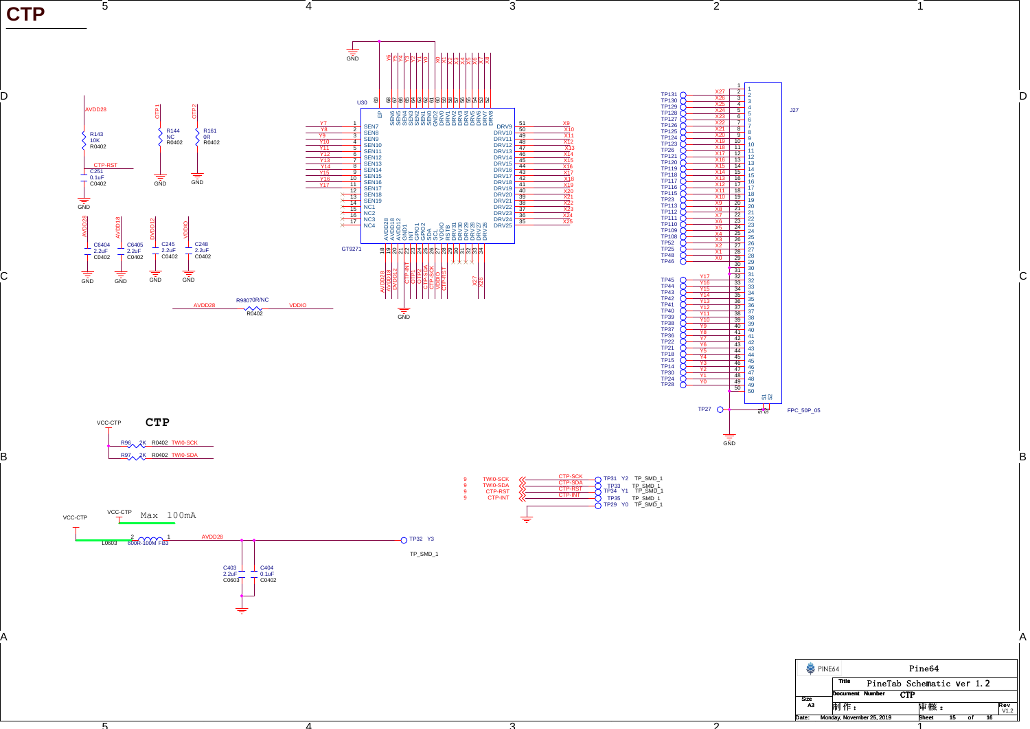# CTP

## U30 GT9271

| Pin | Name | Net |
|---|---|---|
| 1 | SEN7 | Y7 |
| 2 | SEN8 | Y8 |
| 3 | SEN9 | Y9 |
| 4 | SEN10 | Y10 |
| 5 | SEN11 | Y11 |
| 6 | SEN12 | Y12 |
| 7 | SEN13 | Y13 |
| 8 | SEN14 | Y14 |
| 9 | SEN15 | Y15 |
| 10 | SEN16 | Y16 |
| 11 | SEN17 | Y17 |
| 12 | SEN18 | |
| 13 | SEN19 | |
| 14 | NC1 | |
| 15 | NC2 | |
| 16 | NC3 | |
| 17 | NC4 | |
| 18 | AVDD28 | AVDD28 |
| 19 | AVDD18 | AVDD18 |
| 20 | AVDD12 | DVDD12 |
| 21 | GND1 | GND |
| 22 | INT | CTP-INT |
| 23 | GPIO1 | OTP1 |
| 24 | GPIO2 | OTP2 |
| 25 | SDA | CTP-SDA |
| 26 | SCL | CTP-SCK |
| 27 | VDDIO | VDDIO |
| 28 | RSTB | CTP-RST |
| 29 | DRV31 | |
| 30 | DRV30 | |
| 31 | DRV29 | |
| 32 | DRV28 | |
| 33 | DRV27 | X27 |
| 34 | DRV26 | X26 |
| 35 | DRV25 | X25 |
| 36 | DRV24 | X24 |
| 37 | DRV23 | X23 |
| 38 | DRV22 | X22 |
| 39 | DRV21 | X21 |
| 40 | DRV20 | X20 |
| 41 | DRV19 | X19 |
| 42 | DRV18 | X18 |
| 43 | DRV17 | X17 |
| 44 | DRV16 | X16 |
| 45 | DRV15 | X15 |
| 46 | DRV14 | X14 |
| 47 | DRV13 | X13 |
| 48 | DRV12 | X12 |
| 49 | DRV11 | X11 |
| 50 | DRV10 | X10 |
| 51 | DRV9 | X9 |
| 52 | DRV8 | X8 |
| 53 | DRV7 | X7 |
| 54 | DRV6 | X6 |
| 55 | DRV5 | X5 |
| 56 | DRV4 | X4 |
| 57 | DRV3 | X3 |
| 58 | DRV2 | X2 |
| 59 | DRV1 | X1 |
| 60 | DRV0 | X0 |
| 61 | GND2 | GND |
| 62 | SEN0 | Y0 |
| 63 | SEN1 | Y1 |
| 64 | SEN2 | Y2 |
| 65 | SEN3 | Y3 |
| 66 | SEN4 | Y4 |
| 67 | SEN5 | Y5 |
| 68 | SEN6 | Y6 |
| 69 | EP | GND |

## Passive components

- R143 10K R0402 (AVDD28 – CTP-RST); C251 0.1uF C0402 to GND
- R144 NC R0402 (OTP1 – GND)
- R161 0R R0402 (OTP2 – GND)
- C6404 2.2uF C0402 (AVDD28)
- C6405 2.2uF C0402 (AVDD18)
- C245 2.2uF C0402 (DVDD12)
- C248 2.2uF C0402 (VDDIO)
- R9807 0R/NC R0402 (AVDD28 – VDDIO)

## J27 FPC_50P_05

| Pin | Net | Test point |
|---|---|---|
| 1 | | |
| 2 | X27 | TP131 |
| 3 | X26 | TP130 |
| 4 | X25 | TP129 |
| 5 | X24 | TP128 |
| 6 | X23 | TP127 |
| 7 | X22 | TP126 |
| 8 | X21 | TP125 |
| 9 | X20 | TP124 |
| 10 | X19 | TP123 |
| 11 | X18 | TP26 |
| 12 | X17 | TP121 |
| 13 | X16 | TP120 |
| 14 | X15 | TP119 |
| 15 | X14 | TP118 |
| 16 | X13 | TP117 |
| 17 | X12 | TP116 |
| 18 | X11 | TP115 |
| 19 | X10 | TP23 |
| 20 | X9 | TP113 |
| 21 | X8 | TP112 |
| 22 | X7 | TP111 |
| 23 | X6 | TP110 |
| 24 | X5 | TP109 |
| 25 | X4 | TP108 |
| 26 | X3 | TP52 |
| 27 | X2 | TP25 |
| 28 | X1 | TP48 |
| 29 | X0 | TP46 |
| 30 | | |
| 31 | | |
| 32 | Y17 | |
| 33 | Y16 | TP45 |
| 34 | Y15 | TP44 |
| 35 | Y14 | TP43 |
| 36 | Y13 | TP42 |
| 37 | Y12 | TP41 |
| 38 | Y11 | TP40 |
| 39 | Y10 | TP39 |
| 40 | Y9 | TP38 |
| 41 | Y8 | TP37 |
| 42 | Y7 | TP36 |
| 43 | Y6 | TP22 |
| 44 | Y5 | TP21 |
| 45 | Y4 | TP18 |
| 46 | Y3 | TP15 |
| 47 | Y2 | TP14 |
| 48 | Y1 | TP30 |
| 49 | Y0 | TP24 |
| 50 | | TP28 |
| S1, S2 | GND | TP27 |

## CTP

- VCC-CTP – R96 2K R0402 – TWI0-SCK
- VCC-CTP – R97 2K R0402 – TWI0-SDA

| Signal | Net | Test point |
|---|---|---|
| TWI0-SCK | CTP-SCK | TP31 Y2 TP_SMD_1 |
| TWI0-SDA | CTP-SDA | TP33 TP_SMD_1 |
| CTP-RST | CTP-RST | TP34 Y1 TP_SMD_1 |
| CTP-INT | CTP-INT | TP35 TP_SMD_1 |
| GND | | TP29 Y0 TP_SMD_1 |

VCC-CTP Max 100mA

VCC-CTP – L0603 600R-100M FB3 – AVDD28 – TP32 Y3 TP_SMD_1

- C403 2.2uF C0603
- C404 0.1uF C0402

| | |
|---|---|
| PINE64 | Pine64 |
| Title | PineTab Schematic ver 1.2 |
| Document Number | CTP |
| Size | A3 |
| 制作： | 審核： |
| Rev | V1.2 |
| Date: | Monday, November 25, 2019 |
| Sheet | 15 of 16 |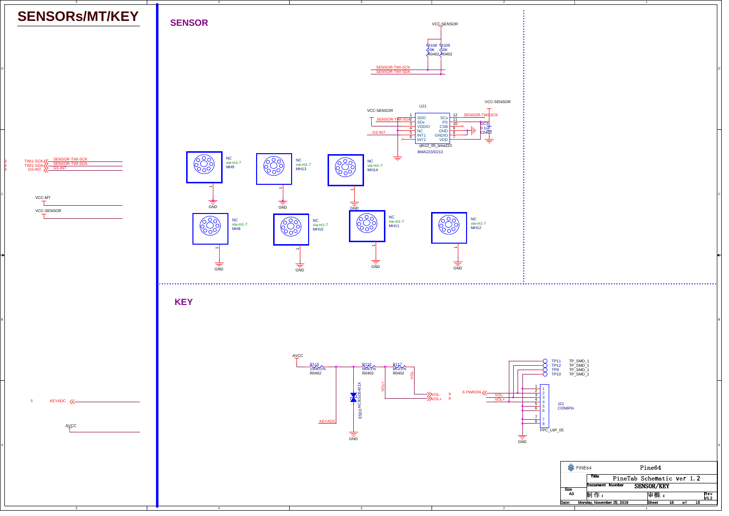# SENSORs/MT/KEY

## SENSOR

VCC-SENSOR

R108 10K R0402
R109 10K R0402

SENSOR-TWI-SCK
SENSOR-TWI-SDA

U21

VCC-SENSOR

| Pin | Name | Name | Pin |
|---|---|---|---|
| 1 | SDO | SCx | 12 |
| 2 | SDx | PS | 11 |
| 3 | VDDIO | CSB | 10 |
| 4 | NC | GND | 9 |
| 5 | INT1 | GNDIO | 8 |
| 6 | INT2 | VDD | 7 |

qfn12_05_bma223

BMA223/D213

SENSOR-TWI-SDA
GS-INT
SENSOR-TWI-SCK
VCC-SENSOR
C83 0.1uF C0402

MH9 NC via-m1-7
MH13 NC via-m1-7
MH14 NC via-m1-7
MH8 NC via-m1-7
MH10 NC via-m1-7
MH11 NC via-m1-7
MH12 NC via-m1-7

GND

TWI1-SCK — SENSOR-TWI-SCK
TWI1-SDA — SENSOR-TWI-SDA
GS-INT — GS-INT

VCC-MT
VCC-SENSOR

## KEY

AVCC

R115 100K/1% R0402
R116 6K8/1% R0402
R117 8K2/1% R0402

VOL+
VOL-

ESD3 NC/ESD5451X

KEYADC

VOL- 9
VOL+ 9

6 PWRON

TP11 TP_SMD_1
TP12 TP_SMD_1
TP9 TP_SMD_1
TP10 TP_SMD_1

J21 CON6Pin
FPC_L6P_05

5 KEYADC

AVCC

GND

| Pine64 | |
|---|---|
| Title | PineTab Schematic ver 1.2 |
| Document Number | SENSOR/KEY |
| Size | A3 |
| 制作： | 审核： |
| Rev | V1.2 |
| Date: | Monday, November 25, 2019 |
| Sheet | 16 of 16 |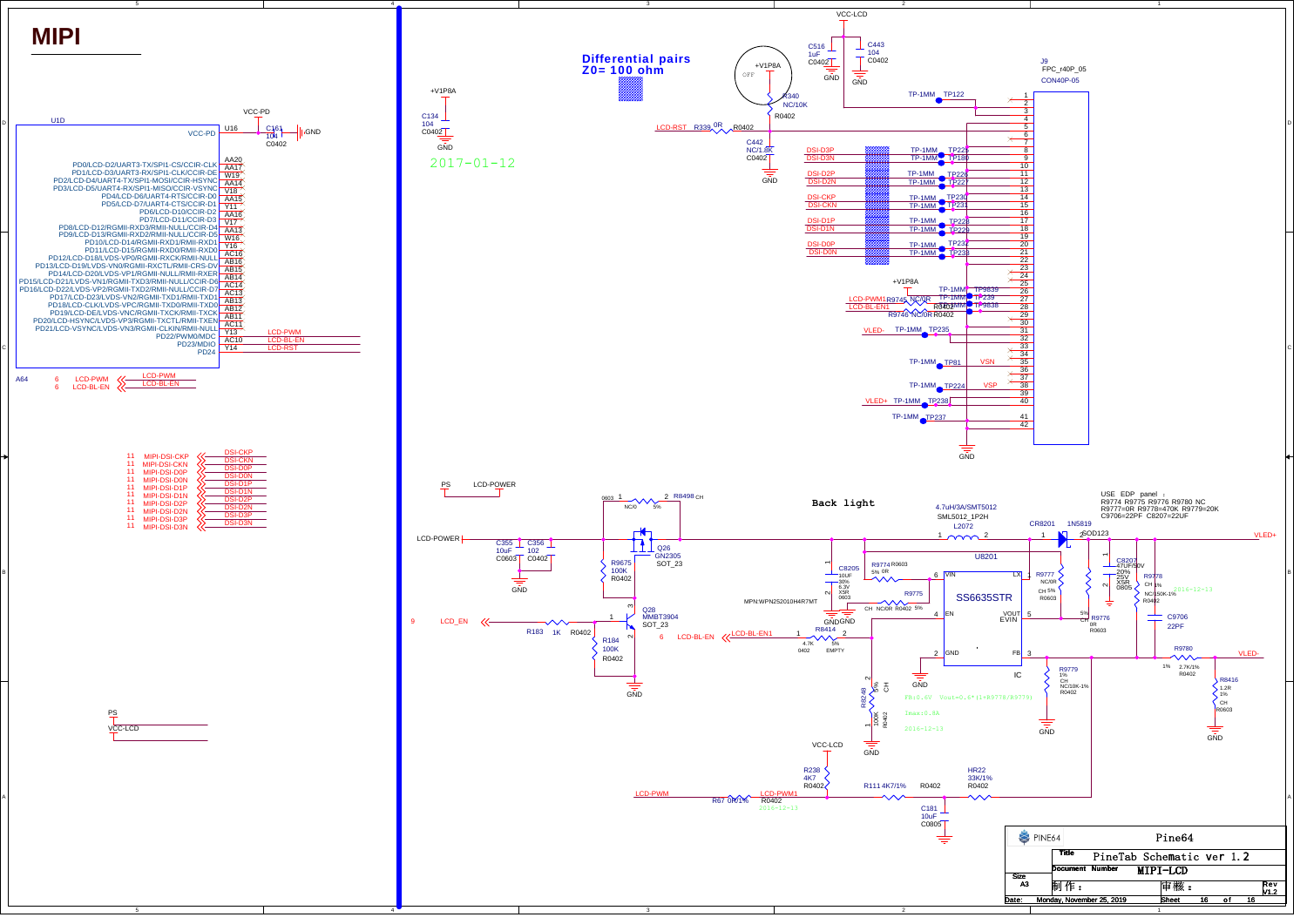# MIPI

U1D

| Pin | Signal |
|---|---|
| U16 | VCC-PD |
| AA20 | PD0/LCD-D2/UART3-TX/SPI1-CS/CCIR-CLK |
| AA17 | PD1/LCD-D3/UART3-RX/SPI1-CLK/CCIR-DE |
| W19 | PD2/LCD-D4/UART4-TX/SPI1-MOSI/CCIR-HSYNC |
| AA14 | PD3/LCD-D5/UART4-RX/SPI1-MISO/CCIR-VSYNC |
| V18 | PD4/LCD-D6/UART4-RTS/CCIR-D0 |
| AA15 | PD5/LCD-D7/UART4-CTS/CCIR-D1 |
| Y11 | PD6/LCD-D10/CCIR-D2 |
| AA16 | PD7/LCD-D11/CCIR-D3 |
| V17 | PD8/LCD-D12/RGMII-RXD3/RMII-NULL/CCIR-D4 |
| AA13 | PD9/LCD-D13/RGMII-RXD2/RMII-NULL/CCIR-D5 |
| W16 | PD10/LCD-D14/RGMII-RXD1/RMII-RXD1 |
| Y16 | PD11/LCD-D15/RGMII-RXD0/RMII-RXD0 |
| AC16 | PD12/LCD-D18/LVDS-VP0/RGMII-RXCK/RMII-NULL |
| AB16 | PD13/LCD-D19/LVDS-VN0/RGMII-RXCTL/RMII-CRS-DV |
| AB15 | PD14/LCD-D20/LVDS-VP1/RGMII-NULL/RMII-RXER |
| AB14 | PD15/LCD-D21/LVDS-VN1/RGMII-TXD3/RMII-NULL/CCIR-D6 |
| AC14 | PD16/LCD-D22/LVDS-VP2/RGMII-TXD2/RMII-NULL/CCIR-D7 |
| AC13 | PD17/LCD-D23/LVDS-VN2/RGMII-TXD1/RMII-TXD1 |
| AB13 | PD18/LCD-CLK/LVDS-VPC/RGMII-TXD0/RMII-TXD0 |
| AB12 | PD19/LCD-DE/LVDS-VNC/RGMII-TXCK/RMII-TXCK |
| AB11 | PD20/LCD-HSYNC/LVDS-VP3/RGMII-TXCTL/RMII-TXEN |
| AC11 | PD21/LCD-VSYNC/LVDS-VN3/RGMII-CLKIN/RMII-NULL |
| Y13 | PD22/PWM0/MDC — LCD-PWM |
| AC10 | PD23/MDIO — LCD-BL-EN |
| Y14 | PD24 — LCD-RST |

VCC-PD, C161 104 C0402, GND

A64: 6 LCD-PWM — LCD-PWM; 6 LCD-BL-EN — LCD-BL-EN

11 MIPI-DSI-CKP — DSI-CKP
11 MIPI-DSI-CKN — DSI-CKN
11 MIPI-DSI-D0P — DSI-D0P
11 MIPI-DSI-D0N — DSI-D0N
11 MIPI-DSI-D1P — DSI-D1P
11 MIPI-DSI-D1N — DSI-D1N
11 MIPI-DSI-D2P — DSI-D2P
11 MIPI-DSI-D2N — DSI-D2N
11 MIPI-DSI-D3P — DSI-D3P
11 MIPI-DSI-D3N — DSI-D3N

PS — VCC-LCD

+V1P8A, C134 104 C0402, GND

2017-01-12

**Differential pairs Z0= 100 ohm**

+V1P8A, OFF, R340 NC/10K R0402
LCD-RST R339 0R R0402
C442 NC/1.0K C0402, GND

VCC-LCD: C516 1uF C0402, C443 104 C0402, GND

J9 FPC_r40P_05 CON40P-05

| Pin | Net |
|---|---|
| 1 | TP-1MM TP122 |
| 2–7 | — |
| 8 | DSI-D3P TP225 |
| 9 | DSI-D3N TP180 |
| 10 | — |
| 11 | DSI-D2P TP226 |
| 12 | DSI-D2N TP227 |
| 13 | — |
| 14 | DSI-CKP TP230 |
| 15 | DSI-CKN TP231 |
| 16 | — |
| 17 | DSI-D1P TP228 |
| 18 | DSI-D1N TP229 |
| 19 | — |
| 20 | DSI-D0P TP232 |
| 21 | DSI-D0N TP233 |
| 22–25 | — |
| 26 | +V1P8A TP9839 |
| 27 | LCD-PWM1 R9745 NC/0R TP239 |
| 28 | LCD-BL-EN1 R0402 TP9838 |
| 29 | R9746 NC/0R R0402 |
| 30 | — |
| 31 | VLED- TP235 |
| 32–34 | — |
| 35 | VSN TP81 |
| 36–37 | — |
| 38 | VSP TP224 |
| 39 | — |
| 40 | VLED+ TP236 |
| 41 | TP237 |
| 42 | GND |

PS, LCD-POWER

LCD-POWER, C355 10uF C0603, C356 102 C0402, GND
R8498 NC/0 5% 0603, CH
Q26 GN2305 SOT_23
R9675 100K R0402
Q28 MMBT3904 SOT_23
9 LCD_EN — R183 1K R0402
R184 100K R0402
6 LCD-BL-EN — LCD-BL-EN1

**Back light**

4.7uH/3A/SMT5012 SML5012_1P2H L2072
CR8201 1N5819 SOD123 — VLED+

USE EDP panel : R9774 R9775 R9776 R9780 NC
R9777=0R R9778=470K R9779=20K
C9706=22PF C8207=22UF

U8201 SS6635STR (VIN, LX, EN, VOUT/EVIN, GND, FB), IC
C8205 10UF 10% 6.3V X5R 0603
R9774 R0603 5% 0R
R9775 CH NC/0R R0402 5%
MPN:WPN252010H4R7MT
R8414 4.7K 0402 5% EMPTY
R9777 NC/0R CH 5% R0603
R9776 5% CH 0R R0603
C8207 47UF/50V 20% 25V X5R 0805
R9778 CH 1% NC/150K-1% R0402
2016-12-13
C9706 22PF
R9780 1% 2.7K/1% R0402 — VLED-
R8416 1.2R 1% CH R0603
R9779 1% CH NC/10K-1% R0402
R8248 5% CH 100K R0402

Fb:0.6V Vout=0.6*(1+R9778/R9779)
Imax:0.8A
2016-12-13

VCC-LCD, R238 4K7 R0402
LCD-PWM — R67 0R/1% R0402 — LCD-PWM1, 2016-12-13
R111 4K7/1% R0402
HR22 33K/1% R0402
C181 10uF C0805

| | |
|---|---|
| PINE64 | Pine64 |
| Title | PineTab Schematic ver 1.2 |
| Document Number | MIPI-LCD |
| Size | A3 |
| 制作： | 审核： |
| Rev | V1.2 |
| Date: | Monday, November 25, 2019 |
| Sheet | 16 of 16 |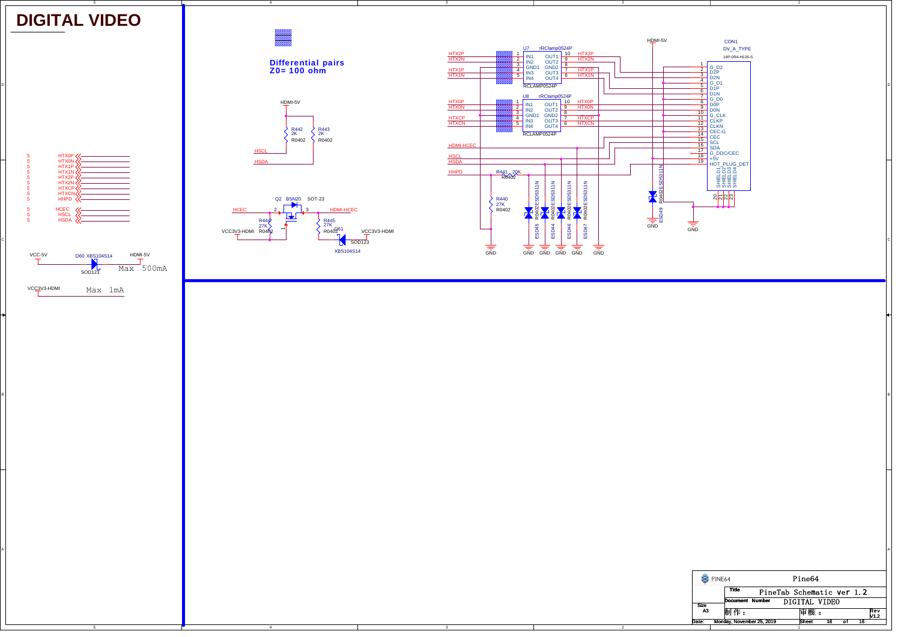# DIGITAL VIDEO

Differential pairs
Z0= 100 ohm

| Signal | Sheet |
|---|---|
| HTX0P | 5 |
| HTX0N | 5 |
| HTX1P | 5 |
| HTX1N | 5 |
| HTX2P | 5 |
| HTX2N | 5 |
| HTXCP | 5 |
| HTXCN | 5 |
| HHPD | 5 |
| HCEC | 5 |
| HSCL | 5 |
| HSDA | 5 |

VCC-5V — D60 XBS104S14 (SOD123) — HDMI-5V  Max 500mA

VCC3V3-HDMI  Max 1mA

HDMI-5V
R442 2K R0402 — HSCL
R443 2K R0402 — HSDA

Q2 BSN20 SOT-23
HCEC — 2 — 3 — HDMI-HCEC
R444 27K R0402 — VCC3V3-HDMI
R445 27K R0402
D61 SOD123 XBS104S14 — VCC3V3-HDMI

U7 rRClamp0524P (RCLAMP0524P)

| Pin | Name | Name | Pin |
|---|---|---|---|
| 1 (HTX2P) | IN1 | OUT1 | 10 (HTX2P) |
| 2 (HTX2N) | IN2 | OUT2 | 9 (HTX2N) |
| 3 | GND1 | GND2 | 8 |
| 4 (HTX1P) | IN3 | OUT3 | 7 (HTX1P) |
| 5 (HTX1N) | IN4 | OUT4 | 6 (HTX1N) |

U8 rRClamp0524P (RCLAMP0524P)

| Pin | Name | Name | Pin |
|---|---|---|---|
| 1 (HTX0P) | IN1 | OUT1 | 10 (HTX0P) |
| 2 (HTX0N) | IN2 | OUT2 | 9 (HTX0N) |
| 3 | GND1 | GND2 | 8 |
| 4 (HTXCP) | IN3 | OUT3 | 7 (HTXCP) |
| 5 (HTXCN) | IN4 | OUT4 | 6 (HTXCN) |

HDMI-HCEC, HSCL, HSDA, HHPD
R441 20K R0402
R440 27K R0402
ESD45, ESD44, ESD46, ESD47, ESD49: R0402E SD5311N
GND

CON1 DV_A_TYPE 19P-0R4-H126-S

| Pin | Name |
|---|---|
| 1 | D2P |
| 2 | G_D2 |
| 3 | D2N |
| 4 | D1P |
| 5 | G_D1 |
| 6 | D1N |
| 7 | D0P |
| 8 | G_D0 |
| 9 | D0N |
| 10 | CLKP |
| 11 | G_CLK |
| 12 | CLKN |
| 13 | CEC |
| 14 | CEC-G |
| 15 | SCL |
| 16 | SDA |
| 17 | G_DDC/CEC |
| 18 | +5V |
| 19 | HOT_PLUG_DET |
| 20 | SHIELD1 |
| 21 | SHIELD2 |
| 22 | SHIELD3 |
| 23 | SHIELD4 |

HDMI-5V, GND

| | |
|---|---|
| PINE64 | Pine64 |
| Title | PineTab Schematic Ver 1.2 |
| Document Number | DIGITAL VIDEO |
| Size | A3 |
| 制作： | 审核： |
| Rev | V1.2 |
| Date: | Monday, November 25, 2019 |
| Sheet | 16 of 16 |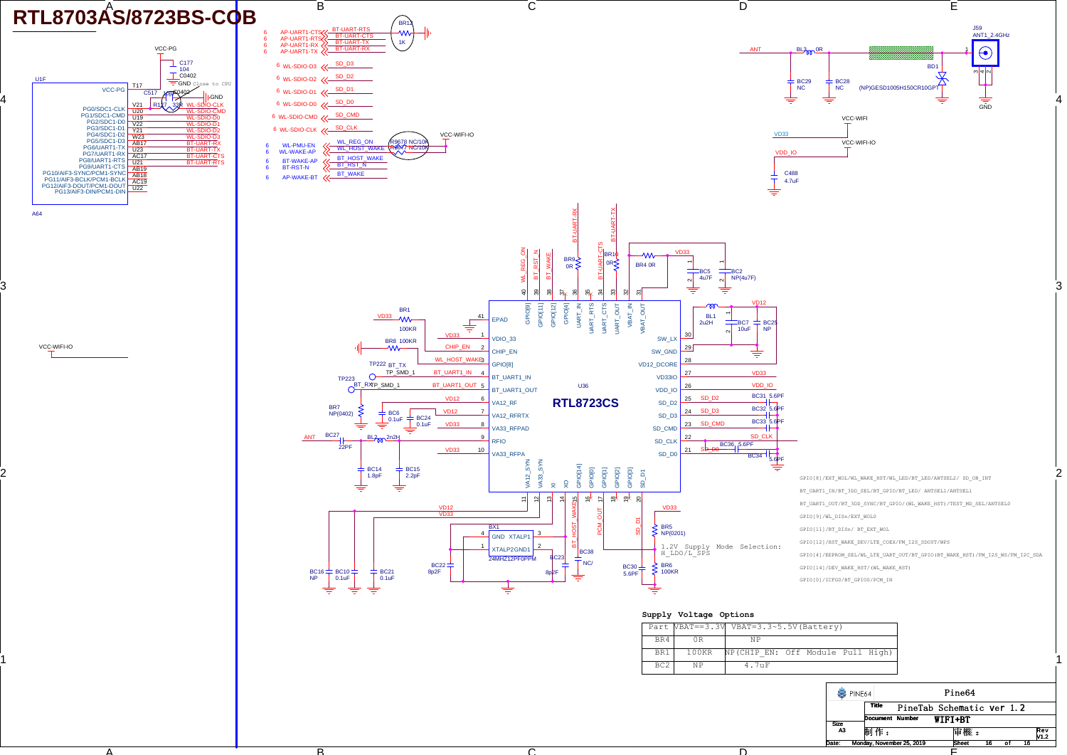# RTL8703AS/8723BS-COB

1.2V Supply Mode Selection: H_LDO/L_SPS

GPIO[8]/EXT_WOL/WL_WAKE_HST/WL_LED/BT_LED/ANTSEL2/ SD_OB_INT

BT_UART1_IN/BT_3DD_SEL/BT_GPIO/BT_LED/ ANTSEL1/ANTSEL1

BT_UART1_OUT/BT_3DD_SYNC/BT_GPIO/(WL_WAKE_HST)/TEST_MD_SEL/ANTSEL0

GPIO[9]/WL_DISn/EXT_WOL0

GPIO[11]/BT_DISn/ BT_EXT_WOL

GPIO[12]/HST_WAKE_DEV/LTE_COEX/FM_I2S_SDOUT/WPS

GPIO[4]/EEPROM_SEL/WL_LTE_UART_OUT/BT_GPIO(BT_WAKE_HST)/FM_I2S_WS/FM_I2C_SDA

GPIO[14]/DEV_WAKE_HST/(WL_WAKE_HST)

GPIO[0]/ICFG0/BT_GPIO0/PCM_IN

## Supply Voltage Options

| Part | VBAT==3.3V | VBAT=3.3~5.5V(Battery) |
|---|---|---|
| BR4 | 0R | NP |
| BR1 | 100KR | NP(CHIP_EN: Off Module Pull High) |
| BC2 | NP | 4.7uF |

| | |
|---|---|
| | Pine64 |
| Title | PineTab Schematic ver 1.2 |
| Document Number | WIFI+BT |
| Size A3 | 制作: 审核: Rev V1.2 |
| Date: Monday, November 25, 2019 | Sheet 16 of 16 |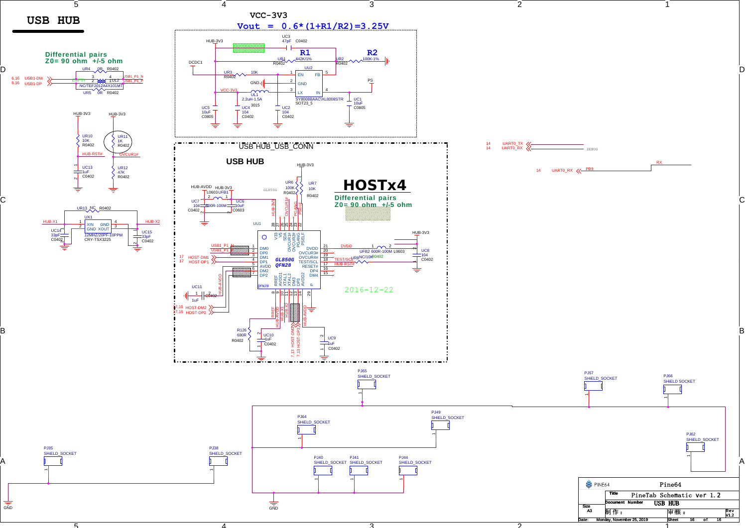# USB HUB

## VCC-3V3

$$Vout = 0.6*(1+R1/R2)=3.25V$$

HUB-3V3, DCDC1, UC3 47pF C0402, R1, R2, UR1 442K/1% R0402, UR2 100K-1% R0402, UR3 10K R0402, UU2 SY8008BAAC\XL8008STR SOT23_5 (EN, GND, LX, FB, IN), UL1 2.2uH-1.5A 3015, VCC-3V3, PS, UC1 10uF C0805, UC5 10uF C0805, UC4 104 C0402, UC2 104 C0402

**Differential pairs**
**Z0= 90 ohm +/-5 ohm**

6,16 USB1-DM, 6,16 USB1-DP, UR4 0R R0402, UR5 0R R0402, UL2 NC/TEF2012A4X101MT, EMPTY, USB1_P1_N, USB1_P1_P

HUB-3V3, UR10 10K R0402, HUB-RST#, UC13 1uF C0402, UR11 1K R0402, OVCUR1#, UR12 47K R0402

UR13 NC R0402, UX1 12MHZ/20PF-10PPM CRY-TSX3225 (XIN, GND, GND, XOUT), HUB-X1, HUB-X2, UC14 33pF C0402, UC15 33pF C0402

14 UART0_TX, 14 UART0_RX, DEBUG

14 UART0_RX, PB9, RX

## USB HUB_USB_CONN

## USB HUB

## HOSTx4

**Differential pairs**
**Z0= 90 ohm +/-5 ohm**

UU1 GL850G QFN28

HUB-AVDD, HUB-3V3, UFB1 L0603 600R-100M, UC7 104 C0402, UC6 10uF C0603, UR6 100K R0402, UR7 10K R0402, HUB-3V3, OVCUR1#, PGANG, PSELF

Pins: DM0, DP0, DM1, DP1, AVDD, DM2, DP2, V33, V5, SDA, OVCUR1#, OVCUR2#, PGANG, PSELF, DVDD, OVCUR3#, OVCUR4#, TEST/SCL, RESET#, DP4, DM4, RREF, AVDD1, XTAL1, XTAL2, DM3, DP3, AVDD2, P

USB1_P1_N, USB1_P1_P, 17 HOST-DM1, 17 HOST-DP1, 7,16 HOST-DM2, 7,16 HOST-DP2, 7,13 HOST-DM3, 7,13 HOST-DP3, DVDD, UFB2 600R-100M L0603, UC8 104 C0402, UR8 NC/10K R0402, TEST/SCL, HUB-RST#, HUB-3V3

UC11 1uF C0402, HUB-AVDD, R126 680R R0402, RREF, HUB-X1, HUB-X2, UC10 1uF C0402, UC9 1uF C0402

2016-12-22

PJ65, PJ57, PJ66, PJ64, PJ49, PJ62, PJ35, PJ38, PJ40, PJ41, PJ44 SHIELD_SOCKET, GND

| | |
|---|---|
| PINE64 | Pine64 |
| Title | PineTab Schematic ver 1.2 |
| Document Number | USB HUB |
| Size A3 | 制作： 审核： Rev V1.2 |
| Date: Monday, November 25, 2019 | Sheet 16 of 16 |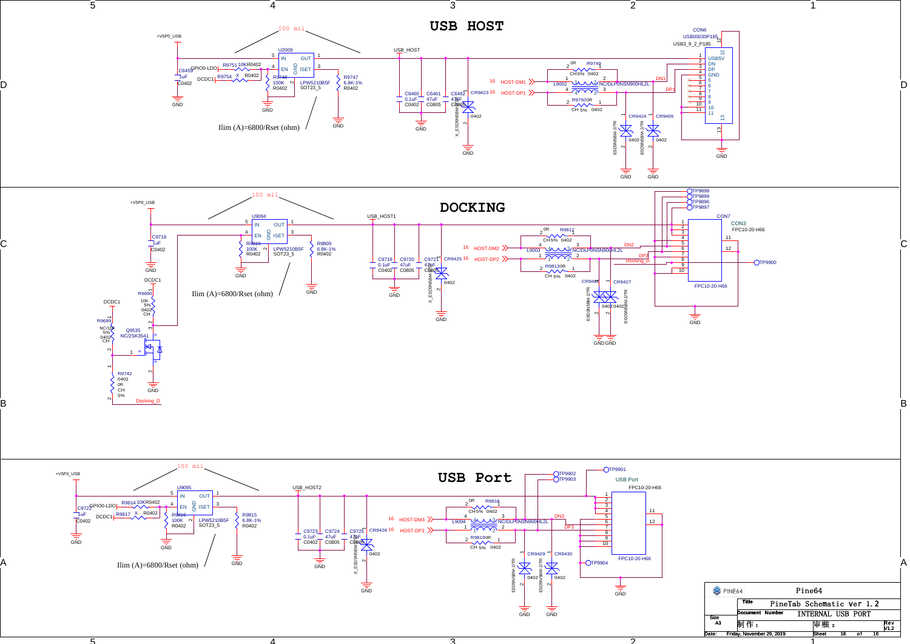# USB HOST

+V5P0_USB

100 mil

U2009

C6459 1uF C0402

GPIO0-LDO R9751 10KR0402

DCDC1 R9754 X R0402

IN OUT EN ISET GND

R9748 100K R0402

LPW5210B5F SOT23_5

R9747 6.8K-1% R0402

Ilim (A)=6800/Rset (ohm)

USB_HOST

C6460 0.1uF C0402

C6461 47uF C0805

C6462 47uF C0805

CR9423 X_ESD9N5BM-2/TR 0402

R9749 0R CH 5% 0402

L9002 NC/DLP0NSN900HL2L

HOST-DM1

HOST-DP1

R97500R CH 5% 0402

DN1

DP1

CR9424 ESD9N5BM-2/TR 0402

CR9405 ESD9N5BM-2/TR 0402

CON6 USB00030P185 USB3_9_2_P185

USB5V DN DP GND

GND

# DOCKING

+V5P0_USB

100 mil

U9094

C9718 1uF C0402

IN OUT EN ISET GND

R9810 100K R0402

LPW5210B5F SOT23_5

R9809 6.8K-1% R0402

Ilim (A)=6800/Rset (ohm)

DCDC1

R9690 10K 5% 0402 CH

DCDC1

R9689 NC/10K 5% 0402 CH

Q9535 NC/2SK3541

R9742 0402 0R CH 5%

Docking_D

USB_HOST1

C9719 0.1uF C0402

C9720 47uF C0805

C9721 47uF C0805

CR9425 X_ESD9N5BM-2/TR 0402

R9812 0R CH 5% 0402

L9003 NC/DLP0NSN900HL2L

HOST-DM2

HOST-DP2

R98130R CH 5% 0402

DN2

DP2

Docking_D

CR9426 ESD9N5BM-2/TR 0402

CR9427 ESD9N5BM-2/TR 0402

TP9898 TP9899 TP9896 TP9897

CON7 CON3 FPC10-20-H66

TP9900

GND

# USB Port

+V5P0_USB

100 mil

U9095

C9722 1uF C0402

GPIO0-LDO R9814 10KR0402

DCDC1 R9817 X R0402

IN OUT EN ISET GND

R9816 100K R0402

LPW5210B5F SOT23_5

R9815 6.8K-1% R0402

Ilim (A)=6800/Rset (ohm)

USB_HOST2

C9723 0.1uF C0402

C9724 47uF C0805

C9725 47uF C0805

CR9428 X_ESD9N5BM-2/TR 0402

R9818 0R CH 5% 0402

L9004 NC/DLP0NSN900HL2L

HOST-DM3

HOST-DP3

R98190R CH 5% 0402

DN3

DP3

CR9429 ESD9N5BM-2/TR 0402

CR9430 ESD9N5BM-2/TR 0402

TP9902 TP9903 TP9901

USB Port FPC10-20-H66

TP9904

GND

| | | | |
|---|---|---|---|
| PINE64 | Pine64 | | |
| Title | PineTab Schematic Ver 1.2 | | |
| Document Number | INTERNAL USB PORT | | |
| Size A3 | 制作： | 审核： | Rev V1.2 |
| Date: Friday, November 29, 2019 | Sheet 16 of 16 | | |